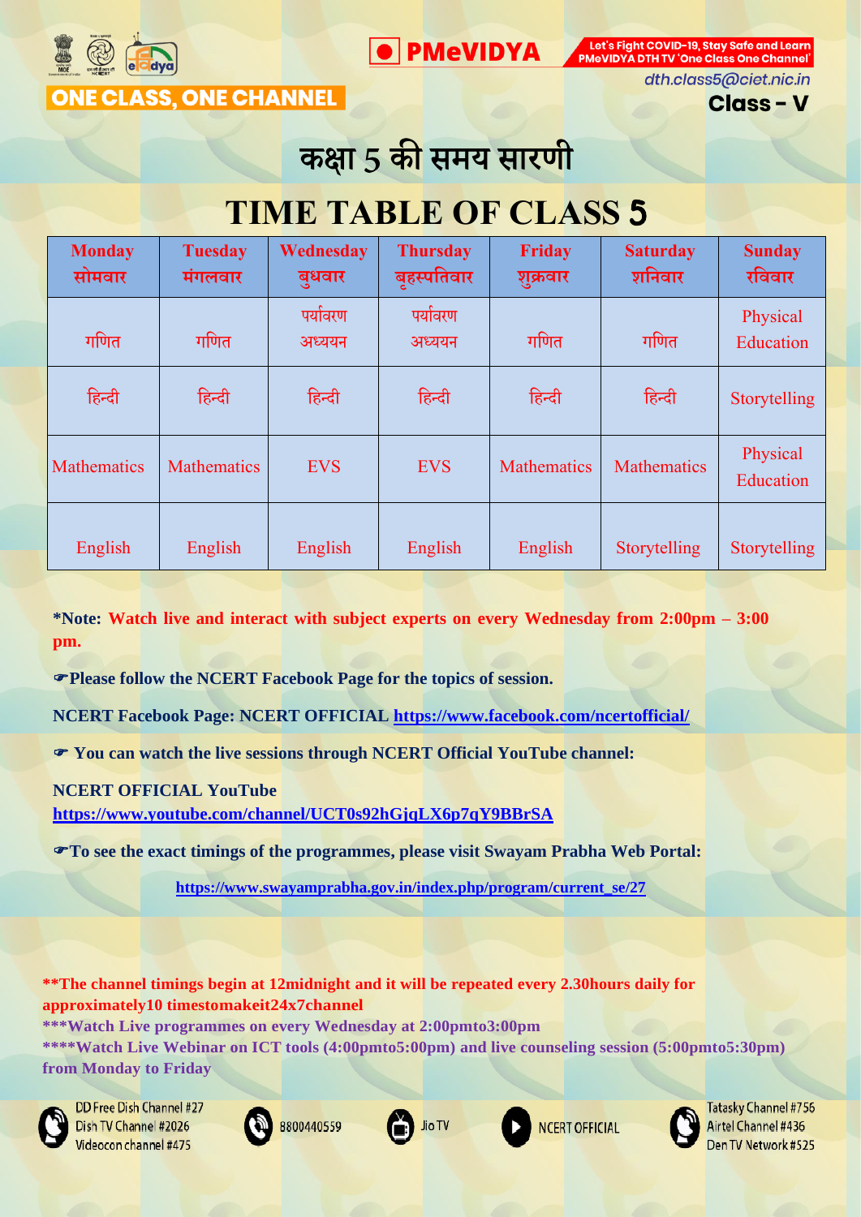ONE CLASS, ONE CHANNEL

PMeVIDYA

Let's Fight COVID-19, Stay Safe and Learn PMeVIDYA DTH TV 'One Class One Channel'

dth.class5@ciet.nic.in

**Class - V**

# कक्षा 5 की समय सारणी

# TIME TABLE OF CLASS 5

| Monday सोमवार | Tuesday मंगलवार | Wednesday बुधवार | Thursday बृहस्पतिवार | Friday शुक्रवार | Saturday शनिवार | Sunday रविवार |
|---|---|---|---|---|---|---|
| गणित | गणित | पर्यावरण अध्ययन | पर्यावरण अध्ययन | गणित | गणित | Physical Education |
| हिन्दी | हिन्दी | हिन्दी | हिन्दी | हिन्दी | हिन्दी | Storytelling |
| Mathematics | Mathematics | EVS | EVS | Mathematics | Mathematics | Physical Education |
| English | English | English | English | English | Storytelling | Storytelling |

***Note: Watch live and interact with subject experts on every Wednesday from 2:00pm – 3:00 pm.**

☞**Please follow the NCERT Facebook Page for the topics of session.**

**NCERT Facebook Page: NCERT OFFICIAL https://www.facebook.com/ncertofficial/**

☞ **You can watch the live sessions through NCERT Official YouTube channel:**

**NCERT OFFICIAL YouTube**
**https://www.youtube.com/channel/UCT0s92hGjqLX6p7qY9BBrSA**

☞**To see the exact timings of the programmes, please visit Swayam Prabha Web Portal:**

**https://www.swayamprabha.gov.in/index.php/program/current_se/27**

****The channel timings begin at 12midnight and it will be repeated every 2.30hours daily for approximately10 timestomakeit24x7channel**
*****Watch Live programmes on every Wednesday at 2:00pmto3:00pm**
******Watch Live Webinar on ICT tools (4:00pmto5:00pm) and live counseling session (5:00pmto5:30pm) from Monday to Friday**

DD Free Dish Channel #27
Dish TV Channel #2026
Videocon channel #475

8800440559

Jio TV

NCERT OFFICIAL

Tatasky Channel #756
Airtel Channel #436
Den TV Network #525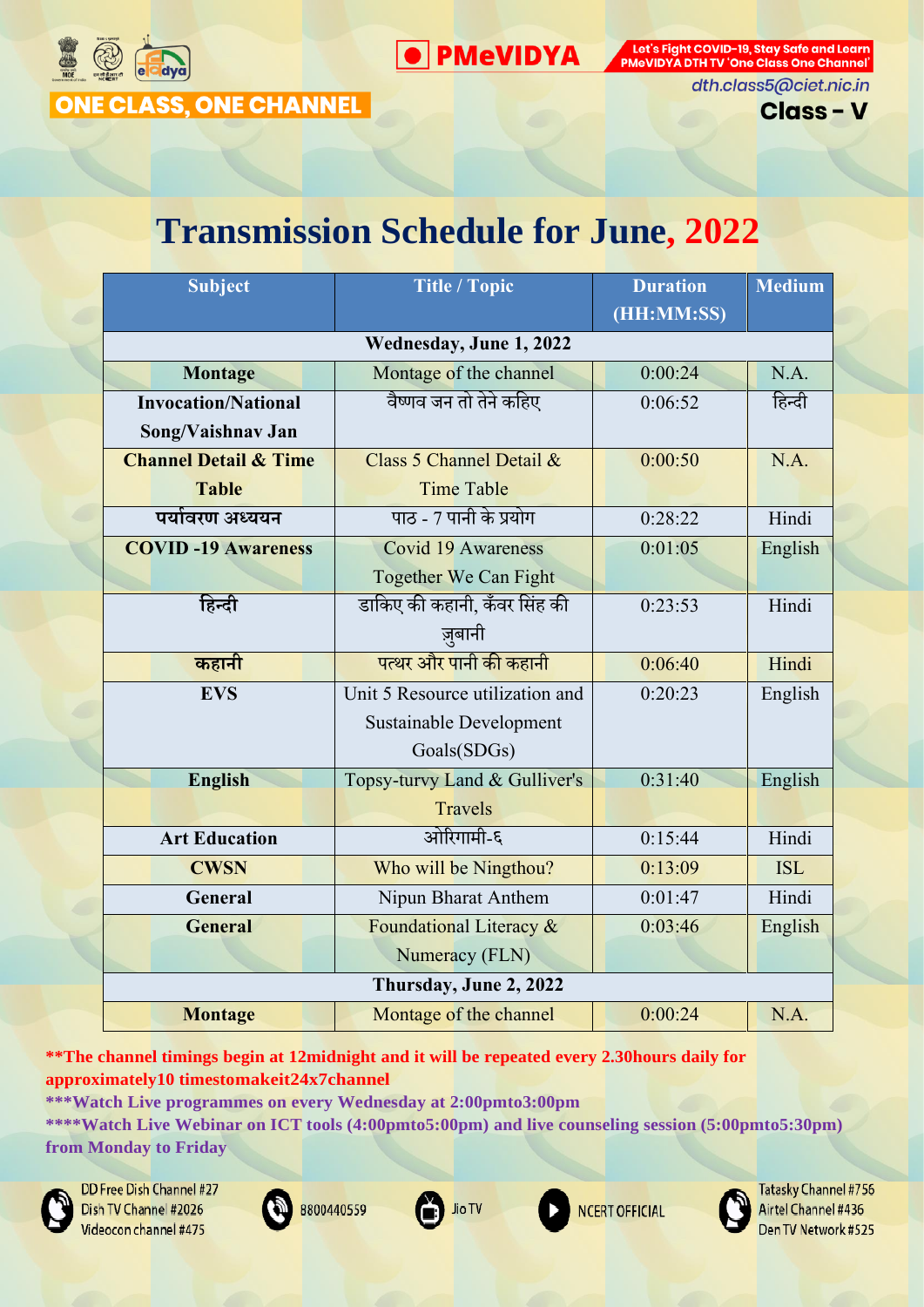ONE CLASS, ONE CHANNEL

PMeVIDYA

Let's Fight COVID-19, Stay Safe and Learn PMeVIDYA DTH TV 'One Class One Channel'

dth.class5@ciet.nic.in

**Class - V**

# Transmission Schedule for June, 2022

| Subject | Title / Topic | Duration (HH:MM:SS) | Medium |
|---|---|---|---|
| **Wednesday, June 1, 2022** | | | |
| **Montage** | Montage of the channel | 0:00:24 | N.A. |
| **Invocation/National Song/Vaishnav Jan** | वैष्णव जन तो तेने कहिए | 0:06:52 | हिन्दी |
| **Channel Detail & Time Table** | Class 5 Channel Detail & Time Table | 0:00:50 | N.A. |
| **पर्यावरण अध्ययन** | पाठ - 7 पानी के प्रयोग | 0:28:22 | Hindi |
| **COVID -19 Awareness** | Covid 19 Awareness Together We Can Fight | 0:01:05 | English |
| **हिन्दी** | डाकिए की कहानी, कँवर सिंह की ज़ुबानी | 0:23:53 | Hindi |
| **कहानी** | पत्थर और पानी की कहानी | 0:06:40 | Hindi |
| **EVS** | Unit 5 Resource utilization and Sustainable Development Goals(SDGs) | 0:20:23 | English |
| **English** | Topsy-turvy Land & Gulliver's Travels | 0:31:40 | English |
| **Art Education** | ओरिगामी-६ | 0:15:44 | Hindi |
| **CWSN** | Who will be Ningthou? | 0:13:09 | ISL |
| **General** | Nipun Bharat Anthem | 0:01:47 | Hindi |
| **General** | Foundational Literacy & Numeracy (FLN) | 0:03:46 | English |
| **Thursday, June 2, 2022** | | | |
| **Montage** | Montage of the channel | 0:00:24 | N.A. |

**The channel timings begin at 12midnight and it will be repeated every 2.30hours daily for approximately10 timestomakeit24x7channel

***Watch Live programmes on every Wednesday at 2:00pmto3:00pm

****Watch Live Webinar on ICT tools (4:00pmto5:00pm) and live counseling session (5:00pmto5:30pm) from Monday to Friday

DD Free Dish Channel #27
Dish TV Channel #2026
Videocon channel #475

8800440559

Jio TV

NCERT OFFICIAL

Tatasky Channel #756
Airtel Channel #436
Den TV Network #525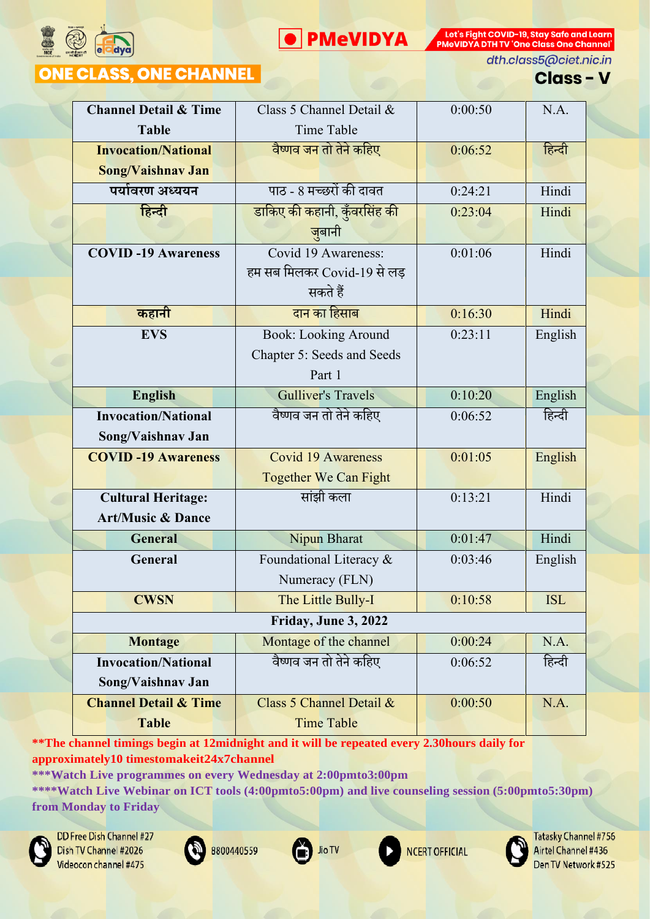PMeVIDYA

Let's Fight COVID-19, Stay Safe and Learn PMeVIDYA DTH TV 'One Class One Channel'

dth.class5@ciet.nic.in

## ONE CLASS, ONE CHANNEL

## Class - V

| | | | |
|---|---|---|---|
| **Channel Detail & Time Table** | Class 5 Channel Detail & Time Table | 0:00:50 | N.A. |
| **Invocation/National Song/Vaishnav Jan** | वैष्णव जन तो तेने कहिए | 0:06:52 | हिन्दी |
| **पर्यावरण अध्ययन** | पाठ - 8 मच्छरों की दावत | 0:24:21 | Hindi |
| **हिन्दी** | डाकिए की कहानी, कुँवरसिंह की जुबानी | 0:23:04 | Hindi |
| **COVID -19 Awareness** | Covid 19 Awareness: हम सब मिलकर Covid-19 से लड़ सकते हैं | 0:01:06 | Hindi |
| **कहानी** | दान का हिसाब | 0:16:30 | Hindi |
| **EVS** | Book: Looking Around Chapter 5: Seeds and Seeds Part 1 | 0:23:11 | English |
| **English** | Gulliver's Travels | 0:10:20 | English |
| **Invocation/National Song/Vaishnav Jan** | वैष्णव जन तो तेने कहिए | 0:06:52 | हिन्दी |
| **COVID -19 Awareness** | Covid 19 Awareness Together We Can Fight | 0:01:05 | English |
| **Cultural Heritage: Art/Music & Dance** | सांझी कला | 0:13:21 | Hindi |
| **General** | Nipun Bharat | 0:01:47 | Hindi |
| **General** | Foundational Literacy & Numeracy (FLN) | 0:03:46 | English |
| **CWSN** | The Little Bully-I | 0:10:58 | ISL |
| **Friday, June 3, 2022** | | | |
| **Montage** | Montage of the channel | 0:00:24 | N.A. |
| **Invocation/National Song/Vaishnav Jan** | वैष्णव जन तो तेने कहिए | 0:06:52 | हिन्दी |
| **Channel Detail & Time Table** | Class 5 Channel Detail & Time Table | 0:00:50 | N.A. |

**The channel timings begin at 12midnight and it will be repeated every 2.30hours daily for approximately10 timestomakeit24x7channel

***Watch Live programmes on every Wednesday at 2:00pmto3:00pm

****Watch Live Webinar on ICT tools (4:00pmto5:00pm) and live counseling session (5:00pmto5:30pm) from Monday to Friday

DD Free Dish Channel #27
Dish TV Channel #2026
Videocon channel #475

8800440559

Jio TV

NCERT OFFICIAL

Tatasky Channel #756
Airtel Channel #436
Den TV Network #525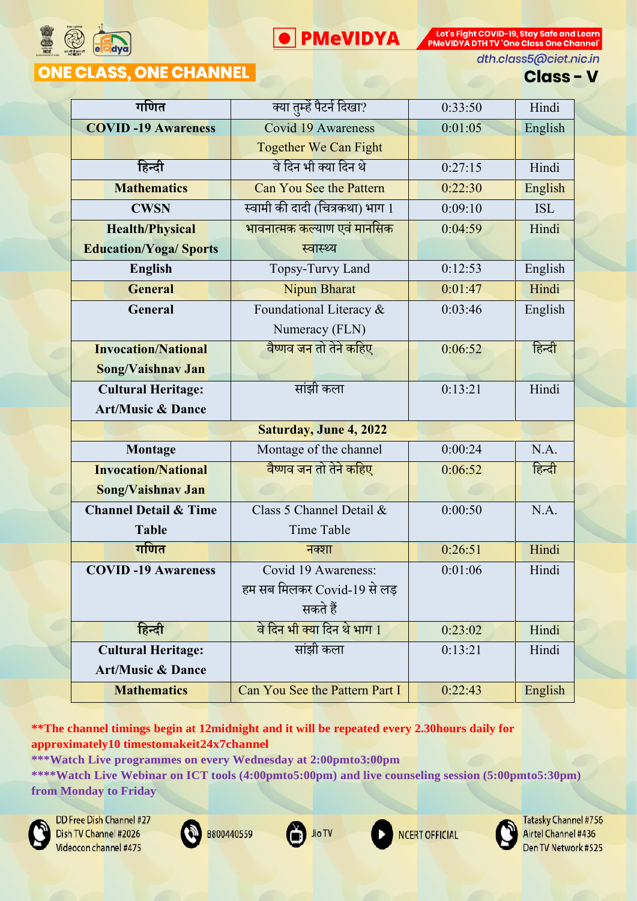**ONE CLASS, ONE CHANNEL**

**PMeVIDYA**

Let's Fight COVID-19, Stay Safe and Learn PMeVIDYA DTH TV 'One Class One Channel'

dth.class5@ciet.nic.in

## Class - V

| | | | |
|---|---|---|---|
| **गणित** | क्या तुम्हें पैटर्न दिखा? | 0:33:50 | Hindi |
| **COVID -19 Awareness** | Covid 19 Awareness Together We Can Fight | 0:01:05 | English |
| **हिन्दी** | वे दिन भी क्या दिन थे | 0:27:15 | Hindi |
| **Mathematics** | Can You See the Pattern | 0:22:30 | English |
| **CWSN** | स्वामी की दादी (चित्रकथा) भाग 1 | 0:09:10 | ISL |
| **Health/Physical Education/Yoga/ Sports** | भावनात्मक कल्याण एवं मानसिक स्वास्थ्य | 0:04:59 | Hindi |
| **English** | Topsy-Turvy Land | 0:12:53 | English |
| **General** | Nipun Bharat | 0:01:47 | Hindi |
| **General** | Foundational Literacy & Numeracy (FLN) | 0:03:46 | English |
| **Invocation/National Song/Vaishnav Jan** | वैष्णव जन तो तेने कहिए | 0:06:52 | हिन्दी |
| **Cultural Heritage: Art/Music & Dance** | सांझी कला | 0:13:21 | Hindi |
| **Saturday, June 4, 2022** | | | |
| **Montage** | Montage of the channel | 0:00:24 | N.A. |
| **Invocation/National Song/Vaishnav Jan** | वैष्णव जन तो तेने कहिए | 0:06:52 | हिन्दी |
| **Channel Detail & Time Table** | Class 5 Channel Detail & Time Table | 0:00:50 | N.A. |
| **गणित** | नक्शा | 0:26:51 | Hindi |
| **COVID -19 Awareness** | Covid 19 Awareness: हम सब मिलकर Covid-19 से लड़ सकते हैं | 0:01:06 | Hindi |
| **हिन्दी** | वे दिन भी क्या दिन थे भाग 1 | 0:23:02 | Hindi |
| **Cultural Heritage: Art/Music & Dance** | सांझी कला | 0:13:21 | Hindi |
| **Mathematics** | Can You See the Pattern Part I | 0:22:43 | English |

**\*\*The channel timings begin at 12midnight and it will be repeated every 2.30hours daily for approximately10 timestomakeit24x7channel**

**\*\*\*Watch Live programmes on every Wednesday at 2:00pmto3:00pm**

**\*\*\*\*Watch Live Webinar on ICT tools (4:00pmto5:00pm) and live counseling session (5:00pmto5:30pm) from Monday to Friday**

DD Free Dish Channel #27
Dish TV Channel #2026
Videocon channel #475

8800440559

Jio TV

NCERT OFFICIAL

Tatasky Channel #756
Airtel Channel #436
Den TV Network #525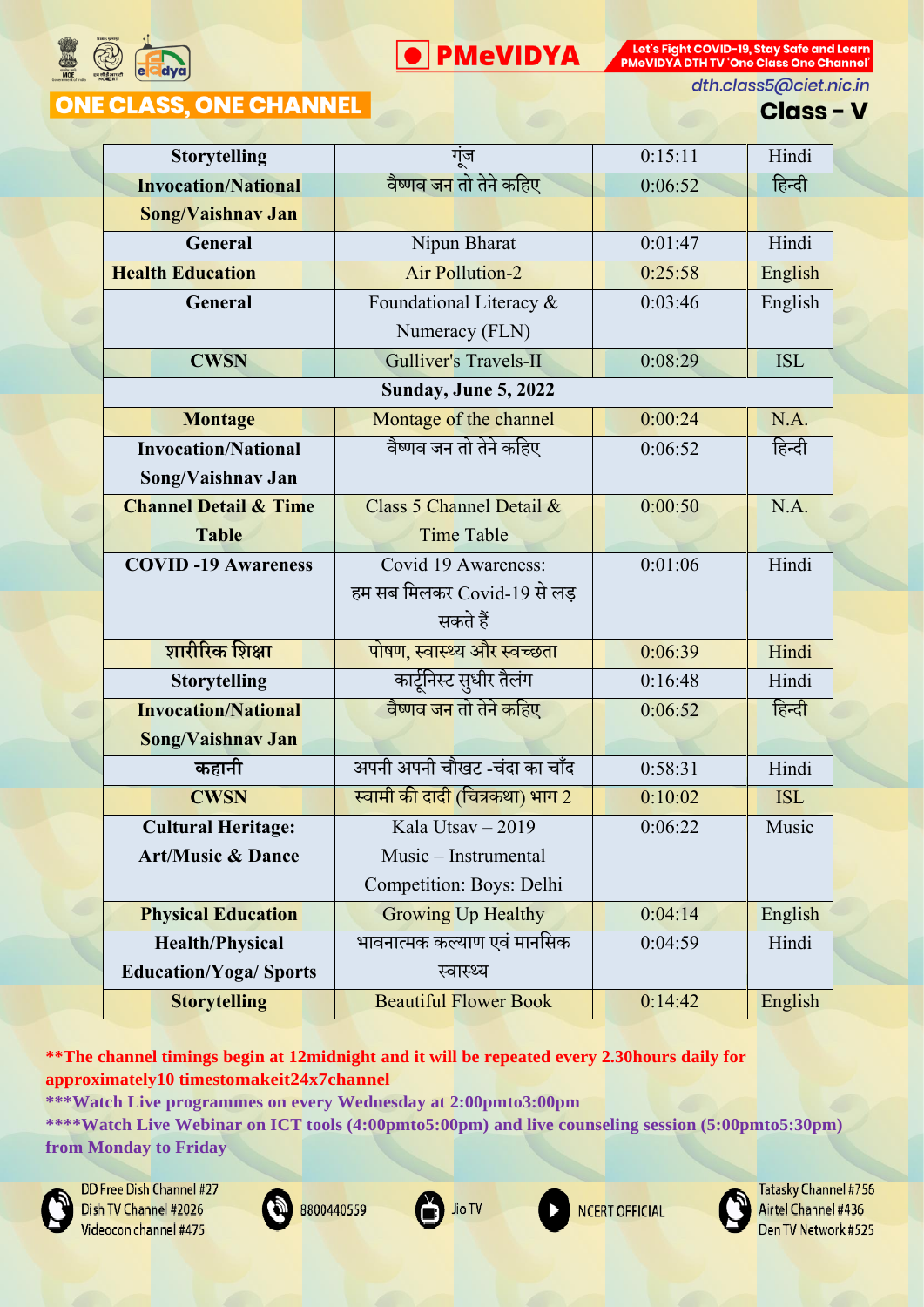ONE CLASS, ONE CHANNEL

PMeVIDYA

Let's Fight COVID-19, Stay Safe and Learn PMeVIDYA DTH TV 'One Class One Channel'

dth.class5@ciet.nic.in

## Class - V

| | | | |
|---|---|---|---|
| Storytelling | गूंज | 0:15:11 | Hindi |
| Invocation/National Song/Vaishnav Jan | वैष्णव जन तो तेने कहिए | 0:06:52 | हिन्दी |
| General | Nipun Bharat | 0:01:47 | Hindi |
| Health Education | Air Pollution-2 | 0:25:58 | English |
| General | Foundational Literacy & Numeracy (FLN) | 0:03:46 | English |
| CWSN | Gulliver's Travels-II | 0:08:29 | ISL |
| **Sunday, June 5, 2022** | | | |
| Montage | Montage of the channel | 0:00:24 | N.A. |
| Invocation/National Song/Vaishnav Jan | वैष्णव जन तो तेने कहिए | 0:06:52 | हिन्दी |
| Channel Detail & Time Table | Class 5 Channel Detail & Time Table | 0:00:50 | N.A. |
| COVID -19 Awareness | Covid 19 Awareness: हम सब मिलकर Covid-19 से लड़ सकते हैं | 0:01:06 | Hindi |
| शारीरिक शिक्षा | पोषण, स्वास्थ्य और स्वच्छता | 0:06:39 | Hindi |
| Storytelling | कार्टूनिस्ट सुधीर तैलंग | 0:16:48 | Hindi |
| Invocation/National Song/Vaishnav Jan | वैष्णव जन तो तेने कहिए | 0:06:52 | हिन्दी |
| कहानी | अपनी अपनी चौखट -चंदा का चाँद | 0:58:31 | Hindi |
| CWSN | स्वामी की दादी (चित्रकथा) भाग 2 | 0:10:02 | ISL |
| Cultural Heritage: Art/Music & Dance | Kala Utsav – 2019 Music – Instrumental Competition: Boys: Delhi | 0:06:22 | Music |
| Physical Education | Growing Up Healthy | 0:04:14 | English |
| Health/Physical Education/Yoga/ Sports | भावनात्मक कल्याण एवं मानसिक स्वास्थ्य | 0:04:59 | Hindi |
| Storytelling | Beautiful Flower Book | 0:14:42 | English |

**\*\*The channel timings begin at 12midnight and it will be repeated every 2.30hours daily for approximately10 timestomakeit24x7channel**

**\*\*\*Watch Live programmes on every Wednesday at 2:00pmto3:00pm**

**\*\*\*\*Watch Live Webinar on ICT tools (4:00pmto5:00pm) and live counseling session (5:00pmto5:30pm) from Monday to Friday**

DD Free Dish Channel #27
Dish TV Channel #2026
Videocon channel #475

8800440559

Jio TV

NCERT OFFICIAL

Tatasky Channel #756
Airtel Channel #436
Den TV Network #525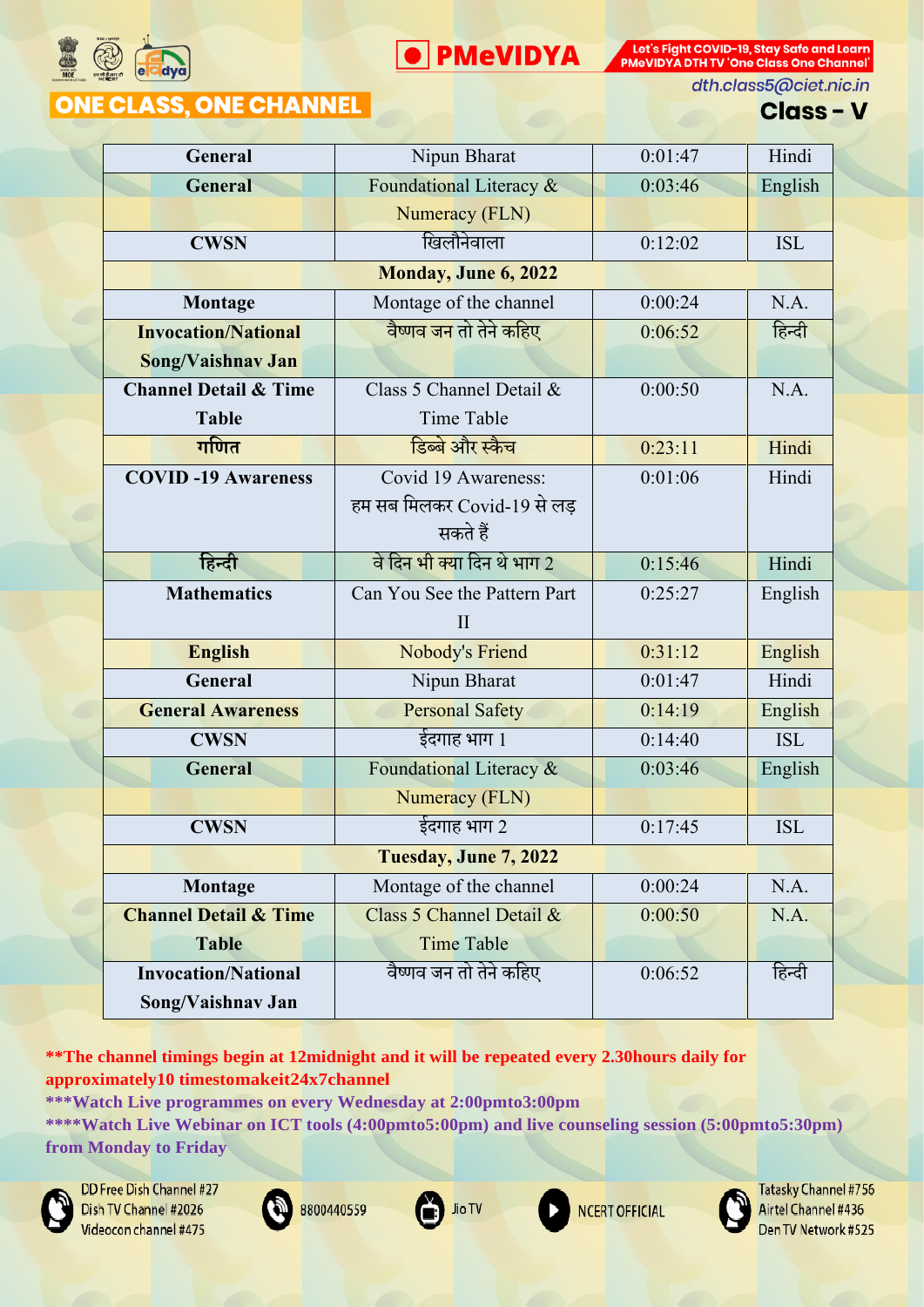ONE CLASS, ONE CHANNEL

PMeVIDYA

Let's Fight COVID-19, Stay Safe and Learn PMeVIDYA DTH TV 'One Class One Channel'

dth.class5@ciet.nic.in

**Class - V**

| | | | |
|---|---|---|---|
| **General** | Nipun Bharat | 0:01:47 | Hindi |
| **General** | Foundational Literacy & Numeracy (FLN) | 0:03:46 | English |
| **CWSN** | खिलौनेवाला | 0:12:02 | ISL |
| **Monday, June 6, 2022** | | | |
| **Montage** | Montage of the channel | 0:00:24 | N.A. |
| **Invocation/National Song/Vaishnav Jan** | वैष्णव जन तो तेने कहिए | 0:06:52 | हिन्दी |
| **Channel Detail & Time Table** | Class 5 Channel Detail & Time Table | 0:00:50 | N.A. |
| **गणित** | डिब्बे और स्केच | 0:23:11 | Hindi |
| **COVID -19 Awareness** | Covid 19 Awareness: हम सब मिलकर Covid-19 से लड़ सकते हैं | 0:01:06 | Hindi |
| **हिन्दी** | वे दिन भी क्या दिन थे भाग 2 | 0:15:46 | Hindi |
| **Mathematics** | Can You See the Pattern Part II | 0:25:27 | English |
| **English** | Nobody's Friend | 0:31:12 | English |
| **General** | Nipun Bharat | 0:01:47 | Hindi |
| **General Awareness** | Personal Safety | 0:14:19 | English |
| **CWSN** | ईदगाह भाग 1 | 0:14:40 | ISL |
| **General** | Foundational Literacy & Numeracy (FLN) | 0:03:46 | English |
| **CWSN** | ईदगाह भाग 2 | 0:17:45 | ISL |
| **Tuesday, June 7, 2022** | | | |
| **Montage** | Montage of the channel | 0:00:24 | N.A. |
| **Channel Detail & Time Table** | Class 5 Channel Detail & Time Table | 0:00:50 | N.A. |
| **Invocation/National Song/Vaishnav Jan** | वैष्णव जन तो तेने कहिए | 0:06:52 | हिन्दी |

**\*\*The channel timings begin at 12midnight and it will be repeated every 2.30hours daily for approximately10 timestomakeit24x7channel**

**\*\*\*Watch Live programmes on every Wednesday at 2:00pmto3:00pm**

**\*\*\*\*Watch Live Webinar on ICT tools (4:00pmto5:00pm) and live counseling session (5:00pmto5:30pm) from Monday to Friday**

DD Free Dish Channel #27
Dish TV Channel #2026
Videocon channel #475

8800440559

Jio TV

NCERT OFFICIAL

Tatasky Channel #756
Airtel Channel #436
Den TV Network #525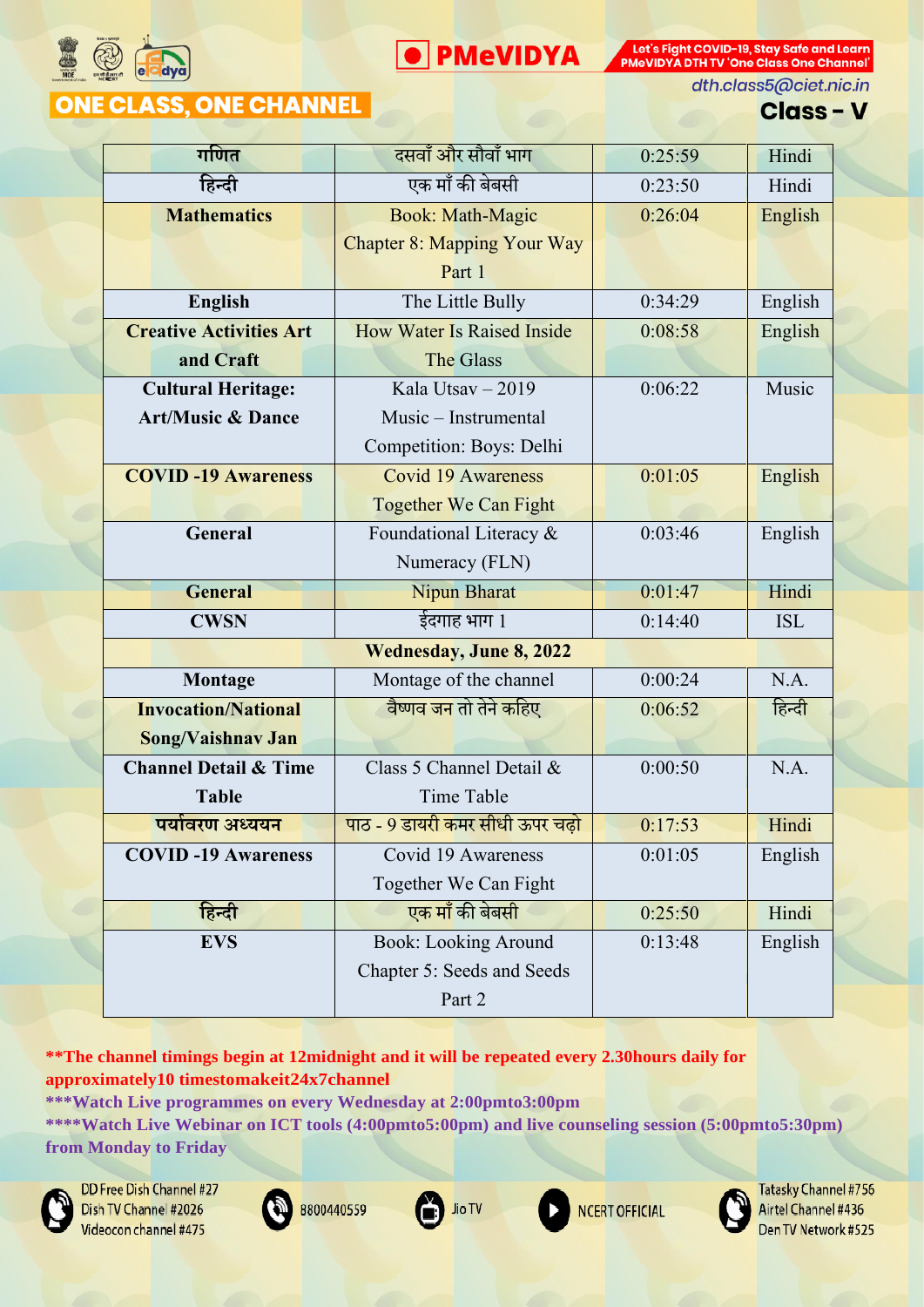ONE CLASS, ONE CHANNEL

PMeVIDYA

Let's Fight COVID-19, Stay Safe and Learn PMeVIDYA DTH TV 'One Class One Channel'

dth.class5@ciet.nic.in

**Class - V**

| | | | |
|---|---|---|---|
| **गणित** | दसवाँ और सौवाँ भाग | 0:25:59 | Hindi |
| **हिन्दी** | एक माँ की बेबसी | 0:23:50 | Hindi |
| **Mathematics** | Book: Math-Magic Chapter 8: Mapping Your Way Part 1 | 0:26:04 | English |
| **English** | The Little Bully | 0:34:29 | English |
| **Creative Activities Art and Craft** | How Water Is Raised Inside The Glass | 0:08:58 | English |
| **Cultural Heritage: Art/Music & Dance** | Kala Utsav – 2019 Music – Instrumental Competition: Boys: Delhi | 0:06:22 | Music |
| **COVID -19 Awareness** | Covid 19 Awareness Together We Can Fight | 0:01:05 | English |
| **General** | Foundational Literacy & Numeracy (FLN) | 0:03:46 | English |
| **General** | Nipun Bharat | 0:01:47 | Hindi |
| **CWSN** | ईदगाह भाग 1 | 0:14:40 | ISL |
| **Wednesday, June 8, 2022** | | | |
| **Montage** | Montage of the channel | 0:00:24 | N.A. |
| **Invocation/National Song/Vaishnav Jan** | वैष्णव जन तो तेने कहिए | 0:06:52 | हिन्दी |
| **Channel Detail & Time Table** | Class 5 Channel Detail & Time Table | 0:00:50 | N.A. |
| **पर्यावरण अध्ययन** | पाठ - 9 डायरी कमर सीधी ऊपर चढ़ो | 0:17:53 | Hindi |
| **COVID -19 Awareness** | Covid 19 Awareness Together We Can Fight | 0:01:05 | English |
| **हिन्दी** | एक माँ की बेबसी | 0:25:50 | Hindi |
| **EVS** | Book: Looking Around Chapter 5: Seeds and Seeds Part 2 | 0:13:48 | English |

**\*\*The channel timings begin at 12midnight and it will be repeated every 2.30hours daily for approximately10 timestomakeit24x7channel**

**\*\*\*Watch Live programmes on every Wednesday at 2:00pmto3:00pm**

**\*\*\*\*Watch Live Webinar on ICT tools (4:00pmto5:00pm) and live counseling session (5:00pmto5:30pm) from Monday to Friday**

DD Free Dish Channel #27
Dish TV Channel #2026
Videocon channel #475

8800440559

Jio TV

NCERT OFFICIAL

Tatasky Channel #756
Airtel Channel #436
Den TV Network #525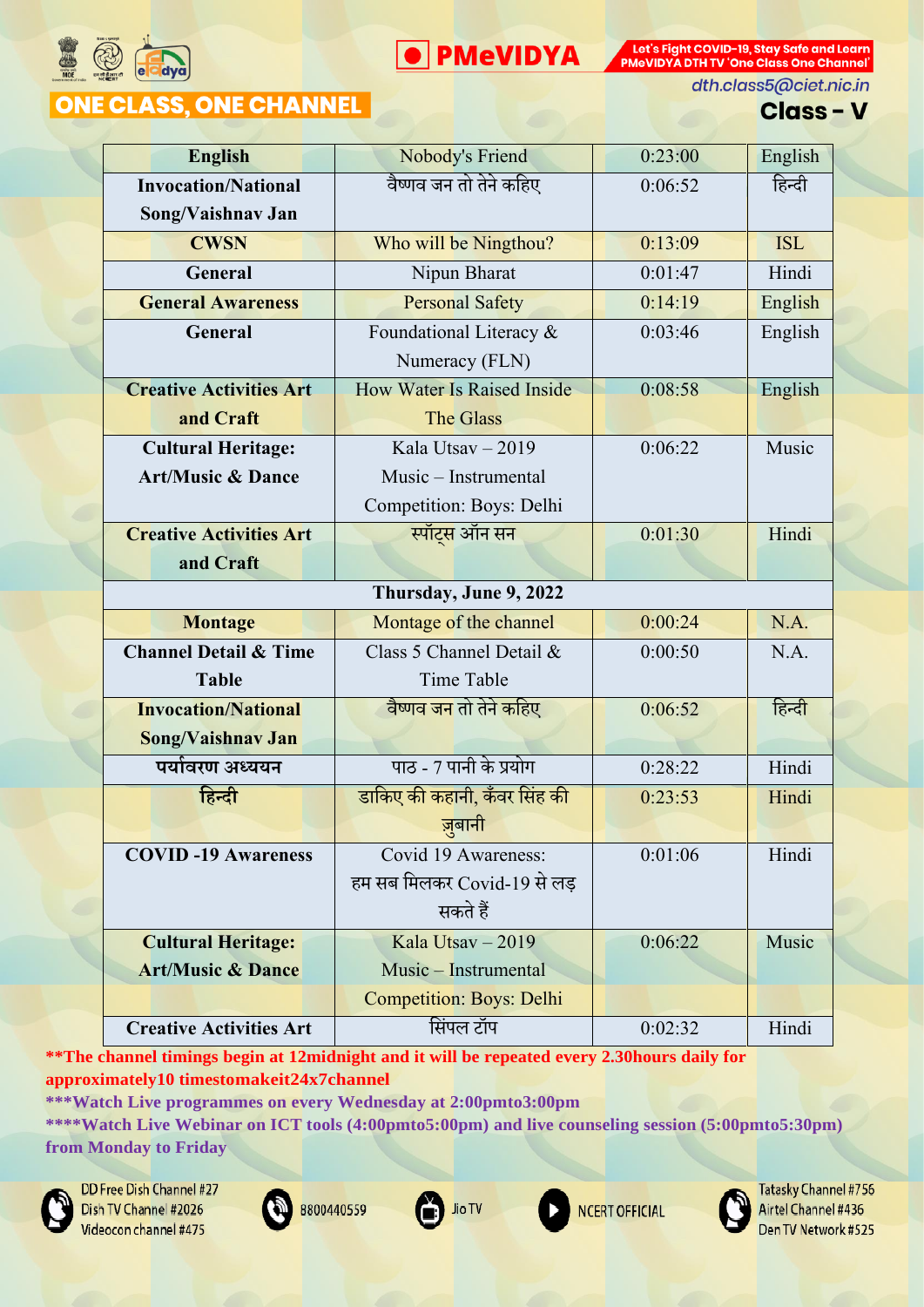# ONE CLASS, ONE CHANNEL

PMeVIDYA

Let's Fight COVID-19, Stay Safe and Learn PMeVIDYA DTH TV 'One Class One Channel'

dth.class5@ciet.nic.in

## Class - V

| | | | |
|---|---|---|---|
| **English** | Nobody's Friend | 0:23:00 | English |
| **Invocation/National Song/Vaishnav Jan** | वैष्णव जन तो तेने कहिए | 0:06:52 | हिन्दी |
| **CWSN** | Who will be Ningthou? | 0:13:09 | ISL |
| **General** | Nipun Bharat | 0:01:47 | Hindi |
| **General Awareness** | Personal Safety | 0:14:19 | English |
| **General** | Foundational Literacy & Numeracy (FLN) | 0:03:46 | English |
| **Creative Activities Art and Craft** | How Water Is Raised Inside The Glass | 0:08:58 | English |
| **Cultural Heritage: Art/Music & Dance** | Kala Utsav – 2019 Music – Instrumental Competition: Boys: Delhi | 0:06:22 | Music |
| **Creative Activities Art and Craft** | स्पॉट्स ऑन सन | 0:01:30 | Hindi |
| **Thursday, June 9, 2022** | | | |
| **Montage** | Montage of the channel | 0:00:24 | N.A. |
| **Channel Detail & Time Table** | Class 5 Channel Detail & Time Table | 0:00:50 | N.A. |
| **Invocation/National Song/Vaishnav Jan** | वैष्णव जन तो तेने कहिए | 0:06:52 | हिन्दी |
| **पर्यावरण अध्ययन** | पाठ - 7 पानी के प्रयोग | 0:28:22 | Hindi |
| **हिन्दी** | डाकिए की कहानी, कँवर सिंह की ज़ुबानी | 0:23:53 | Hindi |
| **COVID -19 Awareness** | Covid 19 Awareness: हम सब मिलकर Covid-19 से लड़ सकते हैं | 0:01:06 | Hindi |
| **Cultural Heritage: Art/Music & Dance** | Kala Utsav – 2019 Music – Instrumental Competition: Boys: Delhi | 0:06:22 | Music |
| **Creative Activities Art** | सिंपल टॉप | 0:02:32 | Hindi |

**\*\*The channel timings begin at 12midnight and it will be repeated every 2.30hours daily for approximately10 timestomakeit24x7channel**

**\*\*\*Watch Live programmes on every Wednesday at 2:00pmto3:00pm**

**\*\*\*\*Watch Live Webinar on ICT tools (4:00pmto5:00pm) and live counseling session (5:00pmto5:30pm) from Monday to Friday**

DD Free Dish Channel #27
Dish TV Channel #2026
Videocon channel #475

8800440559

Jio TV

NCERT OFFICIAL

Tatasky Channel #756
Airtel Channel #436
Den TV Network #525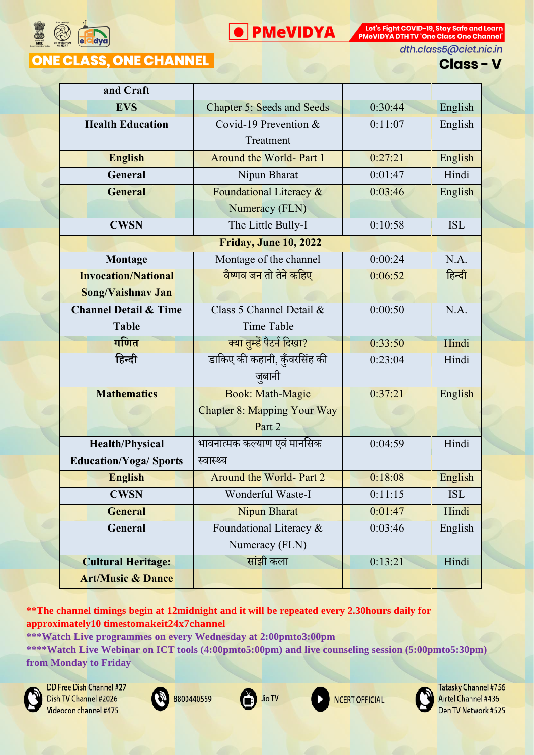| and Craft | | | |
|---|---|---|---|
| EVS | Chapter 5: Seeds and Seeds | 0:30:44 | English |
| Health Education | Covid-19 Prevention & Treatment | 0:11:07 | English |
| English | Around the World- Part 1 | 0:27:21 | English |
| General | Nipun Bharat | 0:01:47 | Hindi |
| General | Foundational Literacy & Numeracy (FLN) | 0:03:46 | English |
| CWSN | The Little Bully-I | 0:10:58 | ISL |
| **Friday, June 10, 2022** | | | |
| Montage | Montage of the channel | 0:00:24 | N.A. |
| Invocation/National Song/Vaishnav Jan | वैष्णव जन तो तेने कहिए | 0:06:52 | हिन्दी |
| Channel Detail & Time Table | Class 5 Channel Detail & Time Table | 0:00:50 | N.A. |
| गणित | क्या तुम्हें पैटर्न दिखा? | 0:33:50 | Hindi |
| हिन्दी | डाकिए की कहानी, कुँवरसिंह की जुबानी | 0:23:04 | Hindi |
| Mathematics | Book: Math-Magic Chapter 8: Mapping Your Way Part 2 | 0:37:21 | English |
| Health/Physical Education/Yoga/ Sports | भावनात्मक कल्याण एवं मानसिक स्वास्थ्य | 0:04:59 | Hindi |
| English | Around the World- Part 2 | 0:18:08 | English |
| CWSN | Wonderful Waste-I | 0:11:15 | ISL |
| General | Nipun Bharat | 0:01:47 | Hindi |
| General | Foundational Literacy & Numeracy (FLN) | 0:03:46 | English |
| Cultural Heritage: Art/Music & Dance | सांझी कला | 0:13:21 | Hindi |

**\*\*The channel timings begin at 12midnight and it will be repeated every 2.30hours daily for approximately10 timestomakeit24x7channel**

**\*\*\*Watch Live programmes on every Wednesday at 2:00pmto3:00pm**

**\*\*\*\*Watch Live Webinar on ICT tools (4:00pmto5:00pm) and live counseling session (5:00pmto5:30pm) from Monday to Friday**

DD Free Dish Channel #27
Dish TV Channel #2026
Videocon channel #475

8800440559

Jio TV

NCERT OFFICIAL

Tatasky Channel #756
Airtel Channel #436
Den TV Network #525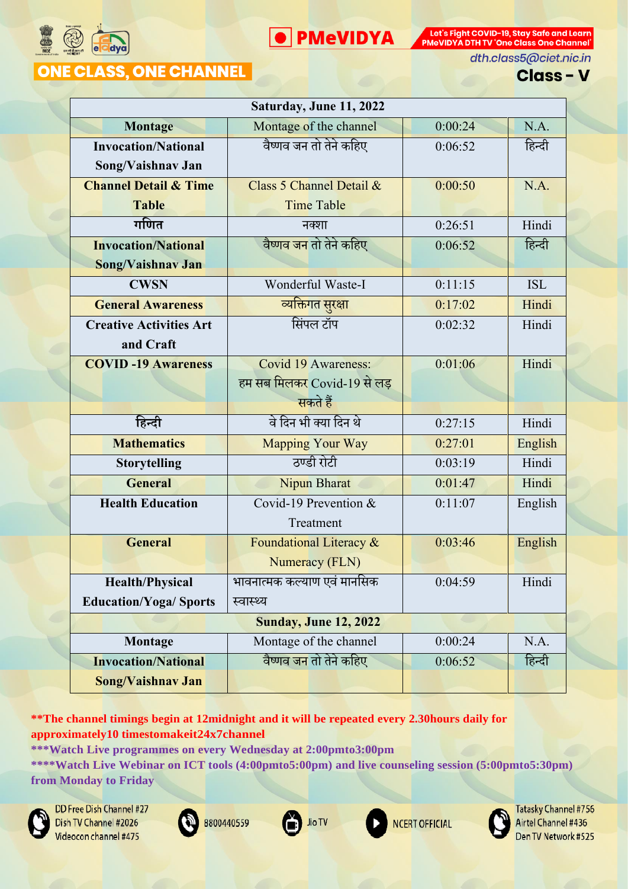**ONE CLASS, ONE CHANNEL**

**PMeVIDYA**

Let's Fight COVID-19, Stay Safe and Learn PMeVIDYA DTH TV 'One Class One Channel'

dth.class5@ciet.nic.in

## Class - V

| Saturday, June 11, 2022 | | | |
|---|---|---|---|
| **Montage** | Montage of the channel | 0:00:24 | N.A. |
| **Invocation/National Song/Vaishnav Jan** | वैष्णव जन तो तेने कहिए | 0:06:52 | हिन्दी |
| **Channel Detail & Time Table** | Class 5 Channel Detail & Time Table | 0:00:50 | N.A. |
| **गणित** | नक्शा | 0:26:51 | Hindi |
| **Invocation/National Song/Vaishnav Jan** | वैष्णव जन तो तेने कहिए | 0:06:52 | हिन्दी |
| **CWSN** | Wonderful Waste-I | 0:11:15 | ISL |
| **General Awareness** | व्यक्तिगत सुरक्षा | 0:17:02 | Hindi |
| **Creative Activities Art and Craft** | सिंपल टॉप | 0:02:32 | Hindi |
| **COVID -19 Awareness** | Covid 19 Awareness: हम सब मिलकर Covid-19 से लड़ सकते हैं | 0:01:06 | Hindi |
| **हिन्दी** | वे दिन भी क्या दिन थे | 0:27:15 | Hindi |
| **Mathematics** | Mapping Your Way | 0:27:01 | English |
| **Storytelling** | ठण्डी रोटी | 0:03:19 | Hindi |
| **General** | Nipun Bharat | 0:01:47 | Hindi |
| **Health Education** | Covid-19 Prevention & Treatment | 0:11:07 | English |
| **General** | Foundational Literacy & Numeracy (FLN) | 0:03:46 | English |
| **Health/Physical Education/Yoga/ Sports** | भावनात्मक कल्याण एवं मानसिक स्वास्थ्य | 0:04:59 | Hindi |
| **Sunday, June 12, 2022** | | | |
| **Montage** | Montage of the channel | 0:00:24 | N.A. |
| **Invocation/National Song/Vaishnav Jan** | वैष्णव जन तो तेने कहिए | 0:06:52 | हिन्दी |

**\*\*The channel timings begin at 12midnight and it will be repeated every 2.30hours daily for approximately10 timestomakeit24x7channel**

**\*\*\*Watch Live programmes on every Wednesday at 2:00pmto3:00pm**

**\*\*\*\*Watch Live Webinar on ICT tools (4:00pmto5:00pm) and live counseling session (5:00pmto5:30pm) from Monday to Friday**

DD Free Dish Channel #27
Dish TV Channel #2026
Videocon channel #475

8800440559

Jio TV

NCERT OFFICIAL

Tatasky Channel #756
Airtel Channel #436
Den TV Network #525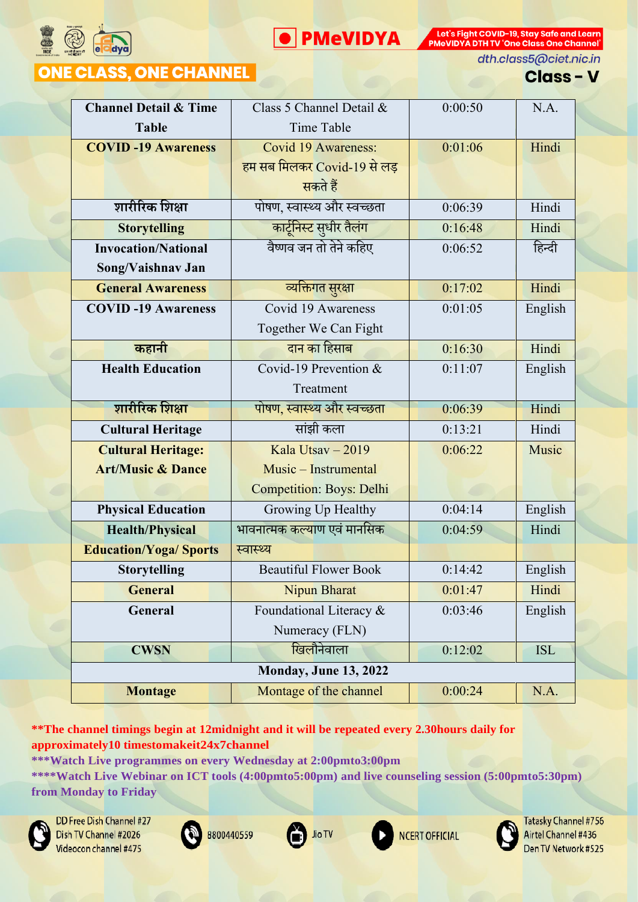PMeVIDYA

Let's Fight COVID-19, Stay Safe and Learn PMeVIDYA DTH TV 'One Class One Channel'

# ONE CLASS, ONE CHANNEL

dth.class5@ciet.nic.in

## Class - V

| | | | |
|---|---|---|---|
| **Channel Detail & Time Table** | Class 5 Channel Detail & Time Table | 0:00:50 | N.A. |
| **COVID -19 Awareness** | Covid 19 Awareness: हम सब मिलकर Covid-19 से लड़ सकते हैं | 0:01:06 | Hindi |
| **शारीरिक शिक्षा** | पोषण, स्वास्थ्य और स्वच्छता | 0:06:39 | Hindi |
| **Storytelling** | कार्टूनिस्ट सुधीर तैलंग | 0:16:48 | Hindi |
| **Invocation/National Song/Vaishnav Jan** | वैष्णव जन तो तेने कहिए | 0:06:52 | हिन्दी |
| **General Awareness** | व्यक्तिगत सुरक्षा | 0:17:02 | Hindi |
| **COVID -19 Awareness** | Covid 19 Awareness Together We Can Fight | 0:01:05 | English |
| **कहानी** | दान का हिसाब | 0:16:30 | Hindi |
| **Health Education** | Covid-19 Prevention & Treatment | 0:11:07 | English |
| **शारीरिक शिक्षा** | पोषण, स्वास्थ्य और स्वच्छता | 0:06:39 | Hindi |
| **Cultural Heritage** | सांझी कला | 0:13:21 | Hindi |
| **Cultural Heritage: Art/Music & Dance** | Kala Utsav – 2019 Music – Instrumental Competition: Boys: Delhi | 0:06:22 | Music |
| **Physical Education** | Growing Up Healthy | 0:04:14 | English |
| **Health/Physical Education/Yoga/ Sports** | भावनात्मक कल्याण एवं मानसिक स्वास्थ्य | 0:04:59 | Hindi |
| **Storytelling** | Beautiful Flower Book | 0:14:42 | English |
| **General** | Nipun Bharat | 0:01:47 | Hindi |
| **General** | Foundational Literacy & Numeracy (FLN) | 0:03:46 | English |
| **CWSN** | खिलौनेवाला | 0:12:02 | ISL |
| **Monday, June 13, 2022** | | | |
| **Montage** | Montage of the channel | 0:00:24 | N.A. |

**\*\*The channel timings begin at 12midnight and it will be repeated every 2.30hours daily for approximately10 timestomakeit24x7channel**

**\*\*\*Watch Live programmes on every Wednesday at 2:00pmto3:00pm**

**\*\*\*\*Watch Live Webinar on ICT tools (4:00pmto5:00pm) and live counseling session (5:00pmto5:30pm) from Monday to Friday**

DD Free Dish Channel #27
Dish TV Channel #2026
Videocon channel #475

8800440559

Jio TV

NCERT OFFICIAL

Tatasky Channel #756
Airtel Channel #436
Den TV Network #525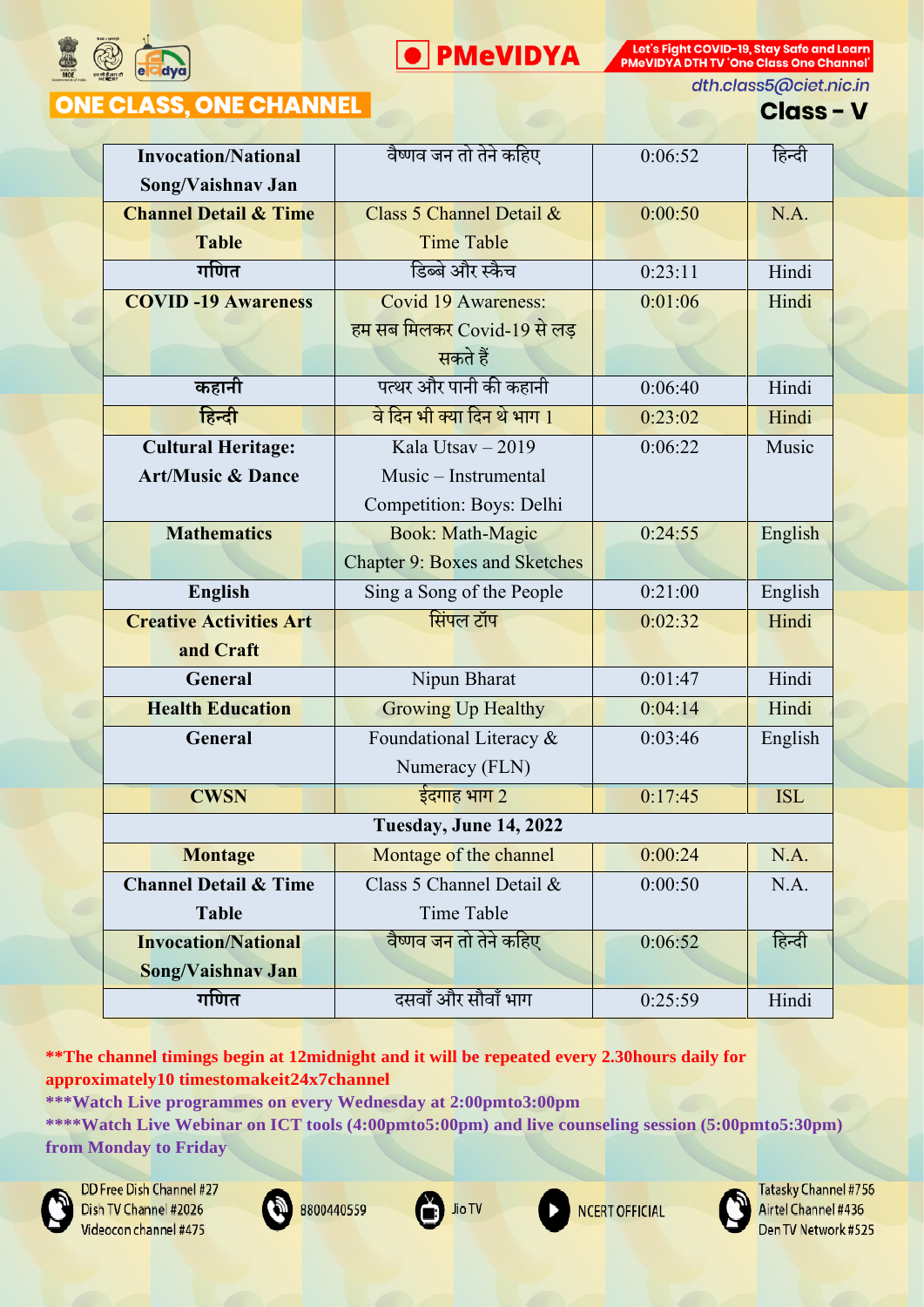ONE CLASS, ONE CHANNEL

PMeVIDYA

Let's Fight COVID-19, Stay Safe and Learn PMeVIDYA DTH TV 'One Class One Channel'

dth.class5@ciet.nic.in

**Class - V**

| | | | |
|---|---|---|---|
| **Invocation/National Song/Vaishnav Jan** | वैष्णव जन तो तेने कहिए | 0:06:52 | हिन्दी |
| **Channel Detail & Time Table** | Class 5 Channel Detail & Time Table | 0:00:50 | N.A. |
| **गणित** | डिब्बे और स्कैच | 0:23:11 | Hindi |
| **COVID -19 Awareness** | Covid 19 Awareness: हम सब मिलकर Covid-19 से लड़ सकते हैं | 0:01:06 | Hindi |
| **कहानी** | पत्थर और पानी की कहानी | 0:06:40 | Hindi |
| **हिन्दी** | वे दिन भी क्या दिन थे भाग 1 | 0:23:02 | Hindi |
| **Cultural Heritage: Art/Music & Dance** | Kala Utsav – 2019 Music – Instrumental Competition: Boys: Delhi | 0:06:22 | Music |
| **Mathematics** | Book: Math-Magic Chapter 9: Boxes and Sketches | 0:24:55 | English |
| **English** | Sing a Song of the People | 0:21:00 | English |
| **Creative Activities Art and Craft** | सिंपल टॉप | 0:02:32 | Hindi |
| **General** | Nipun Bharat | 0:01:47 | Hindi |
| **Health Education** | Growing Up Healthy | 0:04:14 | Hindi |
| **General** | Foundational Literacy & Numeracy (FLN) | 0:03:46 | English |
| **CWSN** | ईदगाह भाग 2 | 0:17:45 | ISL |
| **Tuesday, June 14, 2022** | | | |
| **Montage** | Montage of the channel | 0:00:24 | N.A. |
| **Channel Detail & Time Table** | Class 5 Channel Detail & Time Table | 0:00:50 | N.A. |
| **Invocation/National Song/Vaishnav Jan** | वैष्णव जन तो तेने कहिए | 0:06:52 | हिन्दी |
| **गणित** | दसवाँ और सौवाँ भाग | 0:25:59 | Hindi |

**\*\*The channel timings begin at 12midnight and it will be repeated every 2.30hours daily for approximately10 timestomakeit24x7channel**

**\*\*\*Watch Live programmes on every Wednesday at 2:00pmto3:00pm**

**\*\*\*\*Watch Live Webinar on ICT tools (4:00pmto5:00pm) and live counseling session (5:00pmto5:30pm) from Monday to Friday**

DD Free Dish Channel #27
Dish TV Channel #2026
Videocon channel #475

8800440559

Jio TV

NCERT OFFICIAL

Tatasky Channel #756
Airtel Channel #436
Den TV Network #525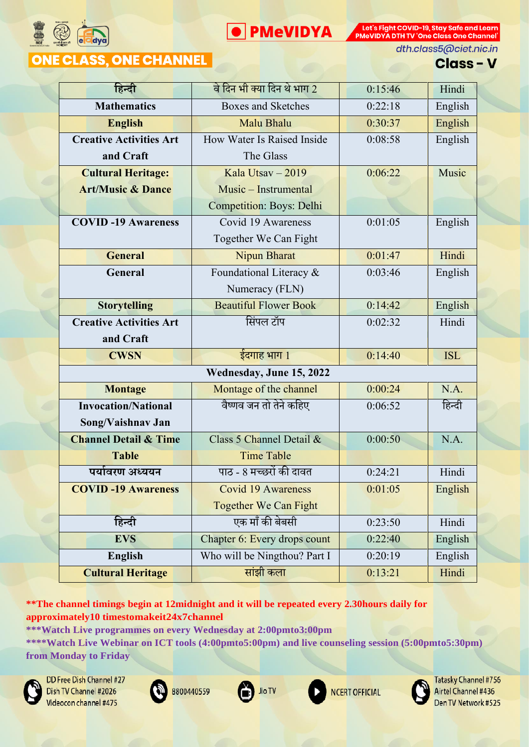ONE CLASS, ONE CHANNEL

PMeVIDYA

Let's Fight COVID-19, Stay Safe and Learn PMeVIDYA DTH TV 'One Class One Channel'

dth.class5@ciet.nic.in

**Class - V**

| | | | |
|---|---|---|---|
| **हिन्दी** | वे दिन भी क्या दिन थे भाग 2 | 0:15:46 | Hindi |
| **Mathematics** | Boxes and Sketches | 0:22:18 | English |
| **English** | Malu Bhalu | 0:30:37 | English |
| **Creative Activities Art and Craft** | How Water Is Raised Inside The Glass | 0:08:58 | English |
| **Cultural Heritage: Art/Music & Dance** | Kala Utsav – 2019 Music – Instrumental Competition: Boys: Delhi | 0:06:22 | Music |
| **COVID -19 Awareness** | Covid 19 Awareness Together We Can Fight | 0:01:05 | English |
| **General** | Nipun Bharat | 0:01:47 | Hindi |
| **General** | Foundational Literacy & Numeracy (FLN) | 0:03:46 | English |
| **Storytelling** | Beautiful Flower Book | 0:14:42 | English |
| **Creative Activities Art and Craft** | सिंपल टॉप | 0:02:32 | Hindi |
| **CWSN** | ईदगाह भाग 1 | 0:14:40 | ISL |
| **Wednesday, June 15, 2022** | | | |
| **Montage** | Montage of the channel | 0:00:24 | N.A. |
| **Invocation/National Song/Vaishnav Jan** | वैष्णव जन तो तेने कहिए | 0:06:52 | हिन्दी |
| **Channel Detail & Time Table** | Class 5 Channel Detail & Time Table | 0:00:50 | N.A. |
| **पर्यावरण अध्ययन** | पाठ - 8 मच्छरों की दावत | 0:24:21 | Hindi |
| **COVID -19 Awareness** | Covid 19 Awareness Together We Can Fight | 0:01:05 | English |
| **हिन्दी** | एक माँ की बेबसी | 0:23:50 | Hindi |
| **EVS** | Chapter 6: Every drops count | 0:22:40 | English |
| **English** | Who will be Ningthou? Part I | 0:20:19 | English |
| **Cultural Heritage** | सांझी कला | 0:13:21 | Hindi |

**\*\*The channel timings begin at 12midnight and it will be repeated every 2.30hours daily for approximately10 timestomakeit24x7channel**

**\*\*\*Watch Live programmes on every Wednesday at 2:00pmto3:00pm**

**\*\*\*\*Watch Live Webinar on ICT tools (4:00pmto5:00pm) and live counseling session (5:00pmto5:30pm) from Monday to Friday**

DD Free Dish Channel #27
Dish TV Channel #2026
Videocon channel #475

8800440559

Jio TV

NCERT OFFICIAL

Tatasky Channel #756
Airtel Channel #436
Den TV Network #525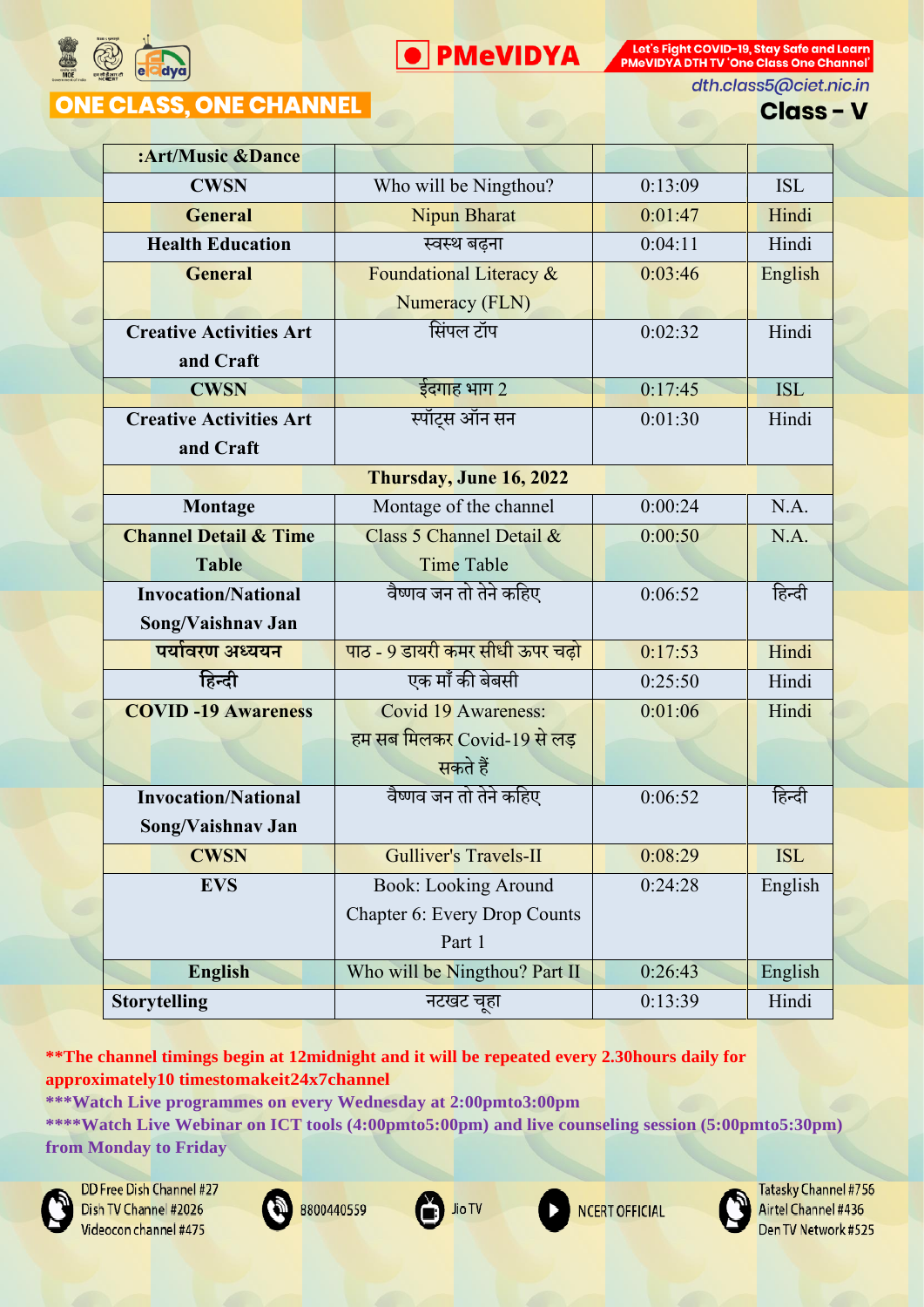ONE CLASS, ONE CHANNEL

PMeVIDYA

Let's Fight COVID-19, Stay Safe and Learn PMeVIDYA DTH TV 'One Class One Channel'

dth.class5@ciet.nic.in

**Class - V**

| | | | |
|---|---|---|---|
| **:Art/Music &Dance** | | | |
| **CWSN** | Who will be Ningthou? | 0:13:09 | ISL |
| **General** | Nipun Bharat | 0:01:47 | Hindi |
| **Health Education** | स्वस्थ बढ़ना | 0:04:11 | Hindi |
| **General** | Foundational Literacy & Numeracy (FLN) | 0:03:46 | English |
| **Creative Activities Art and Craft** | सिंपल टॉप | 0:02:32 | Hindi |
| **CWSN** | ईदगाह भाग 2 | 0:17:45 | ISL |
| **Creative Activities Art and Craft** | स्पॉट्स ऑन सन | 0:01:30 | Hindi |
| **Thursday, June 16, 2022** | | | |
| **Montage** | Montage of the channel | 0:00:24 | N.A. |
| **Channel Detail & Time Table** | Class 5 Channel Detail & Time Table | 0:00:50 | N.A. |
| **Invocation/National Song/Vaishnav Jan** | वैष्णव जन तो तेने कहिए | 0:06:52 | हिन्दी |
| **पर्यावरण अध्ययन** | पाठ - 9 डायरी कमर सीधी ऊपर चढ़ो | 0:17:53 | Hindi |
| **हिन्दी** | एक माँ की बेबसी | 0:25:50 | Hindi |
| **COVID -19 Awareness** | Covid 19 Awareness: हम सब मिलकर Covid-19 से लड़ सकते हैं | 0:01:06 | Hindi |
| **Invocation/National Song/Vaishnav Jan** | वैष्णव जन तो तेने कहिए | 0:06:52 | हिन्दी |
| **CWSN** | Gulliver's Travels-II | 0:08:29 | ISL |
| **EVS** | Book: Looking Around Chapter 6: Every Drop Counts Part 1 | 0:24:28 | English |
| **English** | Who will be Ningthou? Part II | 0:26:43 | English |
| **Storytelling** | नटखट चूहा | 0:13:39 | Hindi |

**\*\*The channel timings begin at 12midnight and it will be repeated every 2.30hours daily for approximately10 timestomakeit24x7channel**

**\*\*\*Watch Live programmes on every Wednesday at 2:00pmto3:00pm**

**\*\*\*\*Watch Live Webinar on ICT tools (4:00pmto5:00pm) and live counseling session (5:00pmto5:30pm) from Monday to Friday**

DD Free Dish Channel #27
Dish TV Channel #2026
Videocon channel #475

8800440559

Jio TV

NCERT OFFICIAL

Tatasky Channel #756
Airtel Channel #436
Den TV Network #525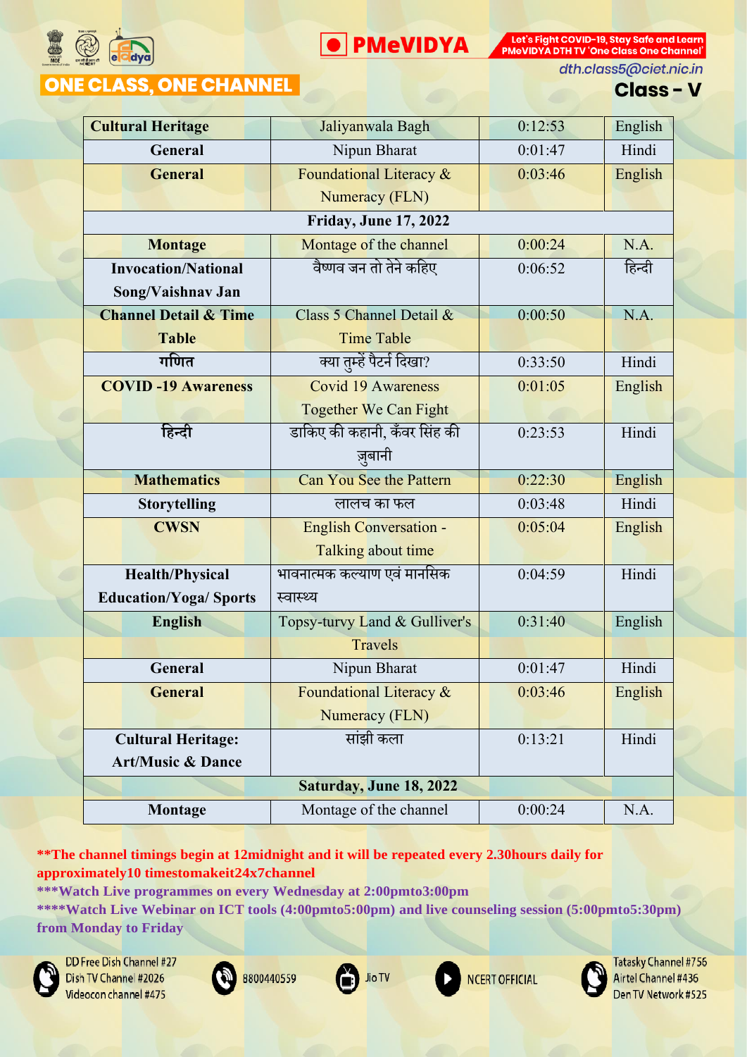ONE CLASS, ONE CHANNEL

PMeVIDYA

Let's Fight COVID-19, Stay Safe and Learn PMeVIDYA DTH TV 'One Class One Channel'

dth.class5@ciet.nic.in

## Class - V

| | | | |
|---|---|---|---|
| **Cultural Heritage** | Jaliyanwala Bagh | 0:12:53 | English |
| **General** | Nipun Bharat | 0:01:47 | Hindi |
| **General** | Foundational Literacy & Numeracy (FLN) | 0:03:46 | English |
| **Friday, June 17, 2022** | | | |
| **Montage** | Montage of the channel | 0:00:24 | N.A. |
| **Invocation/National Song/Vaishnav Jan** | वैष्णव जन तो तेने कहिए | 0:06:52 | हिन्दी |
| **Channel Detail & Time Table** | Class 5 Channel Detail & Time Table | 0:00:50 | N.A. |
| **गणित** | क्या तुम्हें पैटर्न दिखा? | 0:33:50 | Hindi |
| **COVID -19 Awareness** | Covid 19 Awareness Together We Can Fight | 0:01:05 | English |
| **हिन्दी** | डाकिए की कहानी, कँवर सिंह की ज़ुबानी | 0:23:53 | Hindi |
| **Mathematics** | Can You See the Pattern | 0:22:30 | English |
| **Storytelling** | लालच का फल | 0:03:48 | Hindi |
| **CWSN** | English Conversation - Talking about time | 0:05:04 | English |
| **Health/Physical Education/Yoga/ Sports** | भावनात्मक कल्याण एवं मानसिक स्वास्थ्य | 0:04:59 | Hindi |
| **English** | Topsy-turvy Land & Gulliver's Travels | 0:31:40 | English |
| **General** | Nipun Bharat | 0:01:47 | Hindi |
| **General** | Foundational Literacy & Numeracy (FLN) | 0:03:46 | English |
| **Cultural Heritage: Art/Music & Dance** | सांझी कला | 0:13:21 | Hindi |
| **Saturday, June 18, 2022** | | | |
| **Montage** | Montage of the channel | 0:00:24 | N.A. |

**\*\*The channel timings begin at 12midnight and it will be repeated every 2.30hours daily for approximately10 timestomakeit24x7channel**

**\*\*\*Watch Live programmes on every Wednesday at 2:00pmto3:00pm**

**\*\*\*\*Watch Live Webinar on ICT tools (4:00pmto5:00pm) and live counseling session (5:00pmto5:30pm) from Monday to Friday**

DD Free Dish Channel #27
Dish TV Channel #2026
Videocon channel #475

8800440559

Jio TV

NCERT OFFICIAL

Tatasky Channel #756
Airtel Channel #436
Den TV Network #525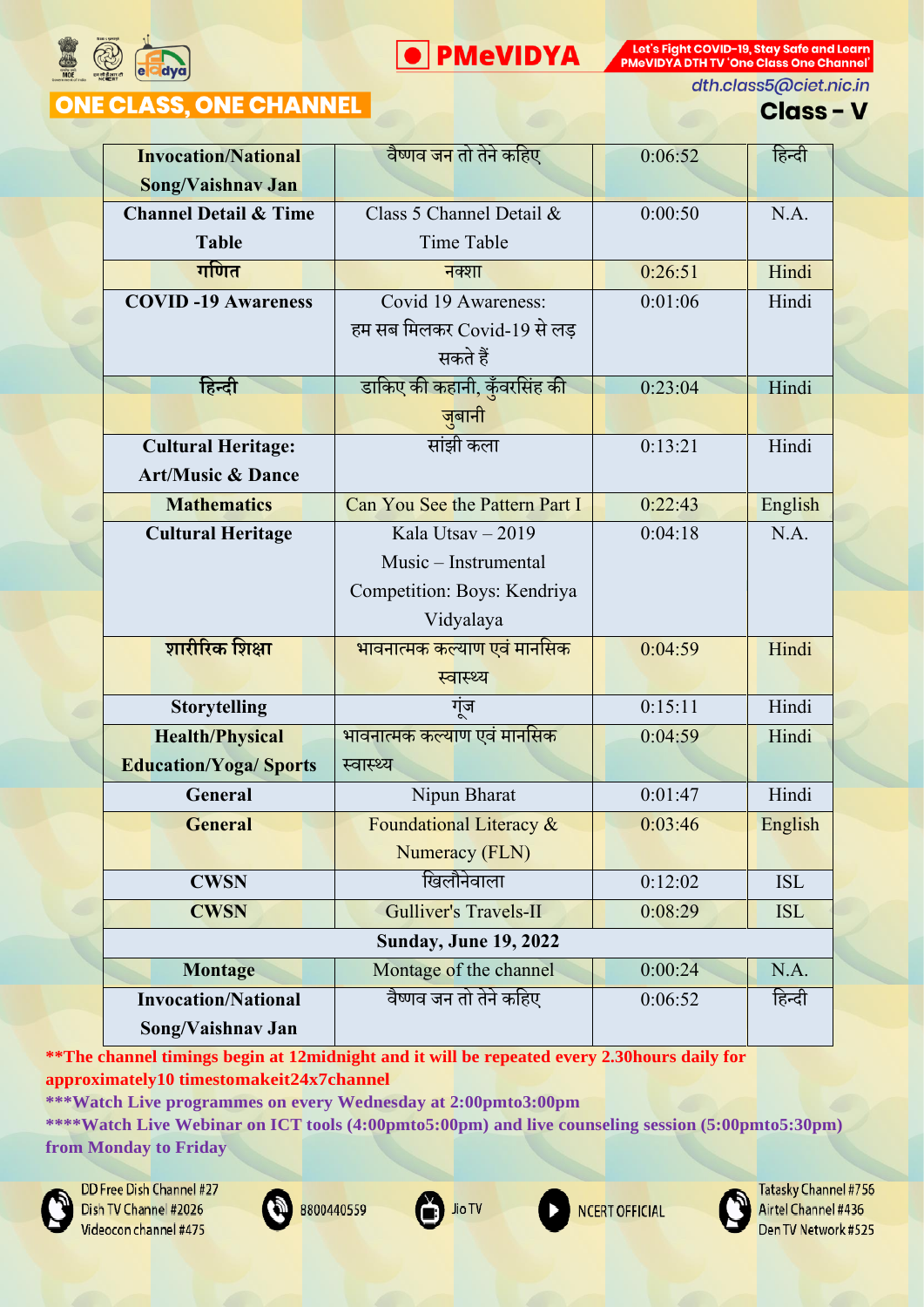# ONE CLASS, ONE CHANNEL

**PMeVIDYA**

Let's Fight COVID-19, Stay Safe and Learn PMeVIDYA DTH TV 'One Class One Channel'

dth.class5@ciet.nic.in

## Class - V

| | | | |
|---|---|---|---|
| **Invocation/National Song/Vaishnav Jan** | वैष्णव जन तो तेने कहिए | 0:06:52 | हिन्दी |
| **Channel Detail & Time Table** | Class 5 Channel Detail & Time Table | 0:00:50 | N.A. |
| **गणित** | नक्शा | 0:26:51 | Hindi |
| **COVID -19 Awareness** | Covid 19 Awareness: हम सब मिलकर Covid-19 से लड़ सकते हैं | 0:01:06 | Hindi |
| **हिन्दी** | डाकिए की कहानी, कुँवरसिंह की जुबानी | 0:23:04 | Hindi |
| **Cultural Heritage: Art/Music & Dance** | सांझी कला | 0:13:21 | Hindi |
| **Mathematics** | Can You See the Pattern Part I | 0:22:43 | English |
| **Cultural Heritage** | Kala Utsav – 2019 Music – Instrumental Competition: Boys: Kendriya Vidyalaya | 0:04:18 | N.A. |
| **शारीरिक शिक्षा** | भावनात्मक कल्याण एवं मानसिक स्वास्थ्य | 0:04:59 | Hindi |
| **Storytelling** | गूंज | 0:15:11 | Hindi |
| **Health/Physical Education/Yoga/ Sports** | भावनात्मक कल्याण एवं मानसिक स्वास्थ्य | 0:04:59 | Hindi |
| **General** | Nipun Bharat | 0:01:47 | Hindi |
| **General** | Foundational Literacy & Numeracy (FLN) | 0:03:46 | English |
| **CWSN** | खिलौनेवाला | 0:12:02 | ISL |
| **CWSN** | Gulliver's Travels-II | 0:08:29 | ISL |
| **Sunday, June 19, 2022** | | | |
| **Montage** | Montage of the channel | 0:00:24 | N.A. |
| **Invocation/National Song/Vaishnav Jan** | वैष्णव जन तो तेने कहिए | 0:06:52 | हिन्दी |

**The channel timings begin at 12midnight and it will be repeated every 2.30hours daily for approximately10 timestomakeit24x7channel

***Watch Live programmes on every Wednesday at 2:00pmto3:00pm

****Watch Live Webinar on ICT tools (4:00pmto5:00pm) and live counseling session (5:00pmto5:30pm) from Monday to Friday

DD Free Dish Channel #27
Dish TV Channel #2026
Videocon channel #475

8800440559

Jio TV

NCERT OFFICIAL

Tatasky Channel #756
Airtel Channel #436
Den TV Network #525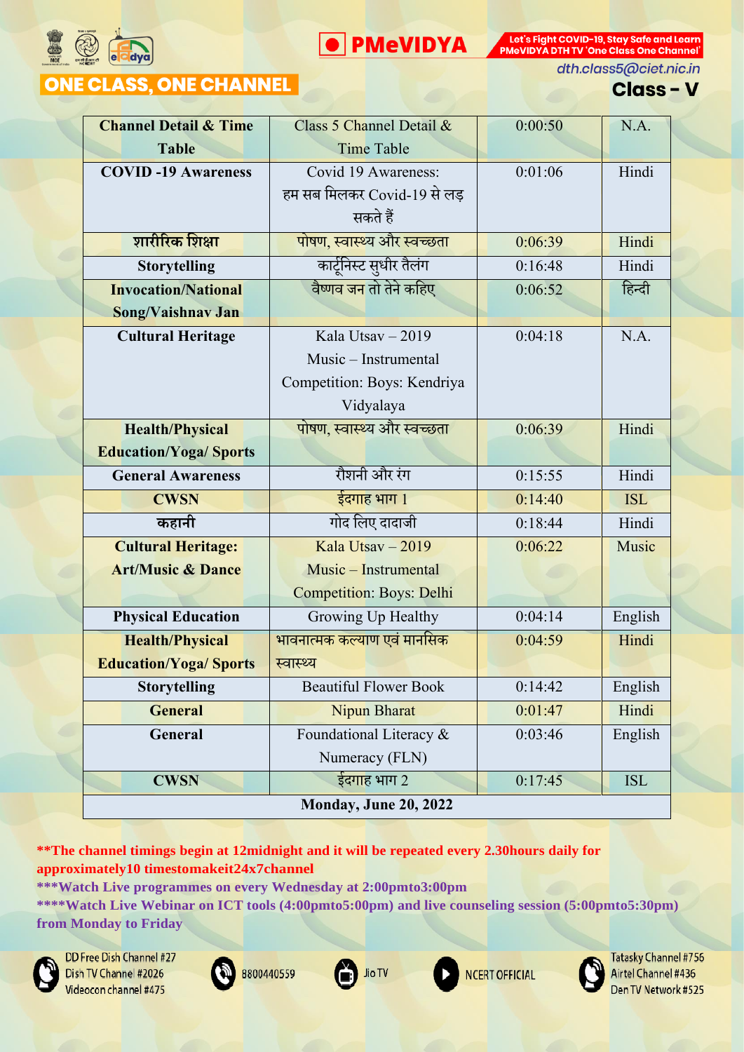PMeVIDYA

Let's Fight COVID-19, Stay Safe and Learn PMeVIDYA DTH TV 'One Class One Channel'

dth.class5@ciet.nic.in

## ONE CLASS, ONE CHANNEL

## Class - V

| | | | |
|---|---|---|---|
| **Channel Detail & Time Table** | Class 5 Channel Detail & Time Table | 0:00:50 | N.A. |
| **COVID -19 Awareness** | Covid 19 Awareness: हम सब मिलकर Covid-19 से लड़ सकते हैं | 0:01:06 | Hindi |
| **शारीरिक शिक्षा** | पोषण, स्वास्थ्य और स्वच्छता | 0:06:39 | Hindi |
| **Storytelling** | कार्टूनिस्ट सुधीर तैलंग | 0:16:48 | Hindi |
| **Invocation/National Song/Vaishnav Jan** | वैष्णव जन तो तेने कहिए | 0:06:52 | हिन्दी |
| **Cultural Heritage** | Kala Utsav – 2019 Music – Instrumental Competition: Boys: Kendriya Vidyalaya | 0:04:18 | N.A. |
| **Health/Physical Education/Yoga/ Sports** | पोषण, स्वास्थ्य और स्वच्छता | 0:06:39 | Hindi |
| **General Awareness** | रौशनी और रंग | 0:15:55 | Hindi |
| **CWSN** | ईदगाह भाग 1 | 0:14:40 | ISL |
| **कहानी** | गोद लिए दादाजी | 0:18:44 | Hindi |
| **Cultural Heritage: Art/Music & Dance** | Kala Utsav – 2019 Music – Instrumental Competition: Boys: Delhi | 0:06:22 | Music |
| **Physical Education** | Growing Up Healthy | 0:04:14 | English |
| **Health/Physical Education/Yoga/ Sports** | भावनात्मक कल्याण एवं मानसिक स्वास्थ्य | 0:04:59 | Hindi |
| **Storytelling** | Beautiful Flower Book | 0:14:42 | English |
| **General** | Nipun Bharat | 0:01:47 | Hindi |
| **General** | Foundational Literacy & Numeracy (FLN) | 0:03:46 | English |
| **CWSN** | ईदगाह भाग 2 | 0:17:45 | ISL |
| **Monday, June 20, 2022** | | | |

**\*\*The channel timings begin at 12midnight and it will be repeated every 2.30hours daily for approximately10 timestomakeit24x7channel**

**\*\*\*Watch Live programmes on every Wednesday at 2:00pmto3:00pm**

**\*\*\*\*Watch Live Webinar on ICT tools (4:00pmto5:00pm) and live counseling session (5:00pmto5:30pm) from Monday to Friday**

DD Free Dish Channel #27
Dish TV Channel #2026
Videocon channel #475

8800440559

Jio TV

NCERT OFFICIAL

Tatasky Channel #756
Airtel Channel #436
Den TV Network #525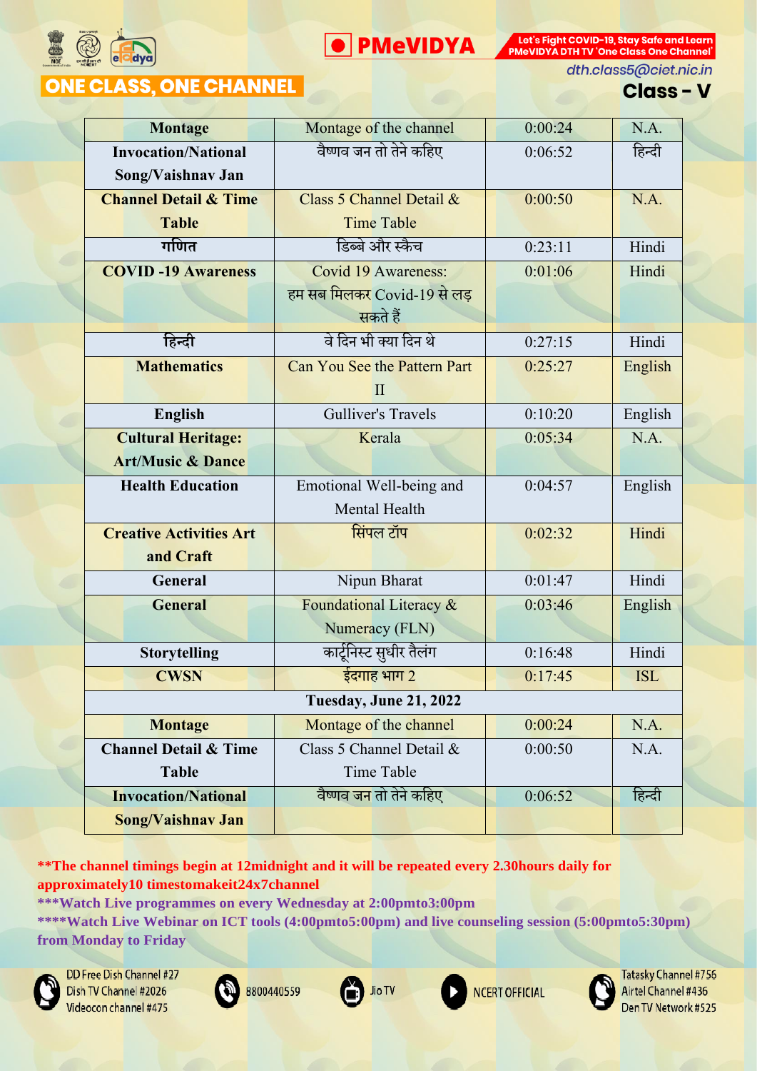PMeVIDYA

Let's Fight COVID-19, Stay Safe and Learn
PMeVIDYA DTH TV 'One Class One Channel'

ONE CLASS, ONE CHANNEL

dth.class5@ciet.nic.in

**Class - V**

| | | | |
|---|---|---|---|
| **Montage** | Montage of the channel | 0:00:24 | N.A. |
| **Invocation/National Song/Vaishnav Jan** | वैष्णव जन तो तेने कहिए | 0:06:52 | हिन्दी |
| **Channel Detail & Time Table** | Class 5 Channel Detail & Time Table | 0:00:50 | N.A. |
| **गणित** | डिब्बे और स्कैच | 0:23:11 | Hindi |
| **COVID -19 Awareness** | Covid 19 Awareness: हम सब मिलकर Covid-19 से लड़ सकते हैं | 0:01:06 | Hindi |
| **हिन्दी** | वे दिन भी क्या दिन थे | 0:27:15 | Hindi |
| **Mathematics** | Can You See the Pattern Part II | 0:25:27 | English |
| **English** | Gulliver's Travels | 0:10:20 | English |
| **Cultural Heritage: Art/Music & Dance** | Kerala | 0:05:34 | N.A. |
| **Health Education** | Emotional Well-being and Mental Health | 0:04:57 | English |
| **Creative Activities Art and Craft** | सिंपल टॉप | 0:02:32 | Hindi |
| **General** | Nipun Bharat | 0:01:47 | Hindi |
| **General** | Foundational Literacy & Numeracy (FLN) | 0:03:46 | English |
| **Storytelling** | कार्टूनिस्ट सुधीर तैलंग | 0:16:48 | Hindi |
| **CWSN** | ईदगाह भाग 2 | 0:17:45 | ISL |
| **Tuesday, June 21, 2022** | | | |
| **Montage** | Montage of the channel | 0:00:24 | N.A. |
| **Channel Detail & Time Table** | Class 5 Channel Detail & Time Table | 0:00:50 | N.A. |
| **Invocation/National Song/Vaishnav Jan** | वैष्णव जन तो तेने कहिए | 0:06:52 | हिन्दी |

**\*\*The channel timings begin at 12midnight and it will be repeated every 2.30hours daily for approximately10 timestomakeit24x7channel**

**\*\*\*Watch Live programmes on every Wednesday at 2:00pmto3:00pm**

**\*\*\*\*Watch Live Webinar on ICT tools (4:00pmto5:00pm) and live counseling session (5:00pmto5:30pm) from Monday to Friday**

DD Free Dish Channel #27
Dish TV Channel #2026
Videocon channel #475

8800440559

Jio TV

NCERT OFFICIAL

Tatasky Channel #756
Airtel Channel #436
Den TV Network #525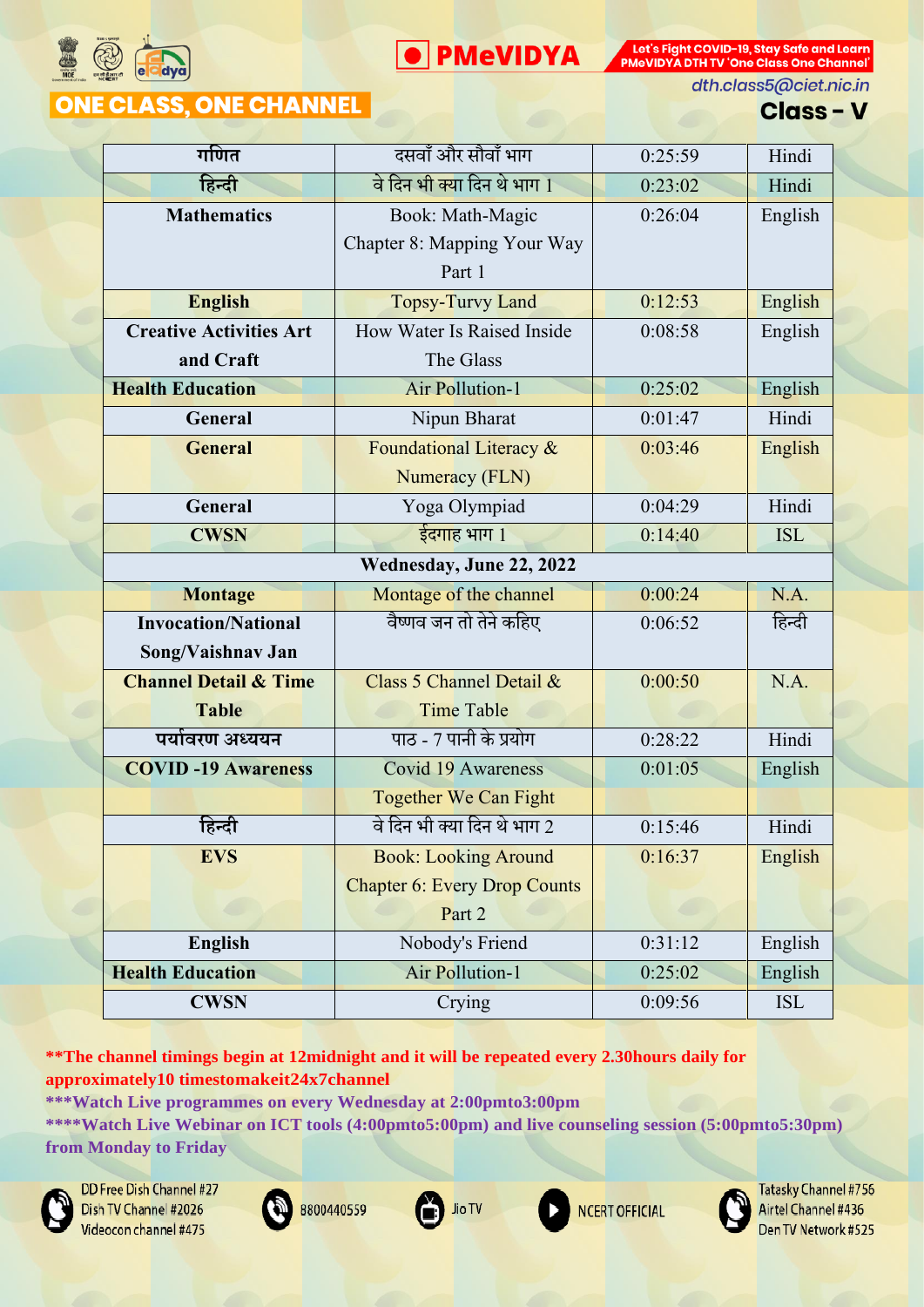# ONE CLASS, ONE CHANNEL

**PMeVIDYA**

Let's Fight COVID-19, Stay Safe and Learn PMeVIDYA DTH TV 'One Class One Channel'

dth.class5@ciet.nic.in

## Class - V

| | | | |
|---|---|---|---|
| **गणित** | दसवाँ और सौवाँ भाग | 0:25:59 | Hindi |
| **हिन्दी** | वे दिन भी क्या दिन थे भाग 1 | 0:23:02 | Hindi |
| **Mathematics** | Book: Math-Magic Chapter 8: Mapping Your Way Part 1 | 0:26:04 | English |
| **English** | Topsy-Turvy Land | 0:12:53 | English |
| **Creative Activities Art and Craft** | How Water Is Raised Inside The Glass | 0:08:58 | English |
| **Health Education** | Air Pollution-1 | 0:25:02 | English |
| **General** | Nipun Bharat | 0:01:47 | Hindi |
| **General** | Foundational Literacy & Numeracy (FLN) | 0:03:46 | English |
| **General** | Yoga Olympiad | 0:04:29 | Hindi |
| **CWSN** | ईदगाह भाग 1 | 0:14:40 | ISL |
| **Wednesday, June 22, 2022** | | | |
| **Montage** | Montage of the channel | 0:00:24 | N.A. |
| **Invocation/National Song/Vaishnav Jan** | वैष्णव जन तो तेने कहिए | 0:06:52 | हिन्दी |
| **Channel Detail & Time Table** | Class 5 Channel Detail & Time Table | 0:00:50 | N.A. |
| **पर्यावरण अध्ययन** | पाठ - 7 पानी के प्रयोग | 0:28:22 | Hindi |
| **COVID -19 Awareness** | Covid 19 Awareness Together We Can Fight | 0:01:05 | English |
| **हिन्दी** | वे दिन भी क्या दिन थे भाग 2 | 0:15:46 | Hindi |
| **EVS** | Book: Looking Around Chapter 6: Every Drop Counts Part 2 | 0:16:37 | English |
| **English** | Nobody's Friend | 0:31:12 | English |
| **Health Education** | Air Pollution-1 | 0:25:02 | English |
| **CWSN** | Crying | 0:09:56 | ISL |

**\*\*The channel timings begin at 12midnight and it will be repeated every 2.30hours daily for approximately10 timestomakeit24x7channel**

**\*\*\*Watch Live programmes on every Wednesday at 2:00pmto3:00pm**

**\*\*\*\*Watch Live Webinar on ICT tools (4:00pmto5:00pm) and live counseling session (5:00pmto5:30pm) from Monday to Friday**

DD Free Dish Channel #27
Dish TV Channel #2026
Videocon channel #475

8800440559

Jio TV

NCERT OFFICIAL

Tatasky Channel #756
Airtel Channel #436
Den TV Network #525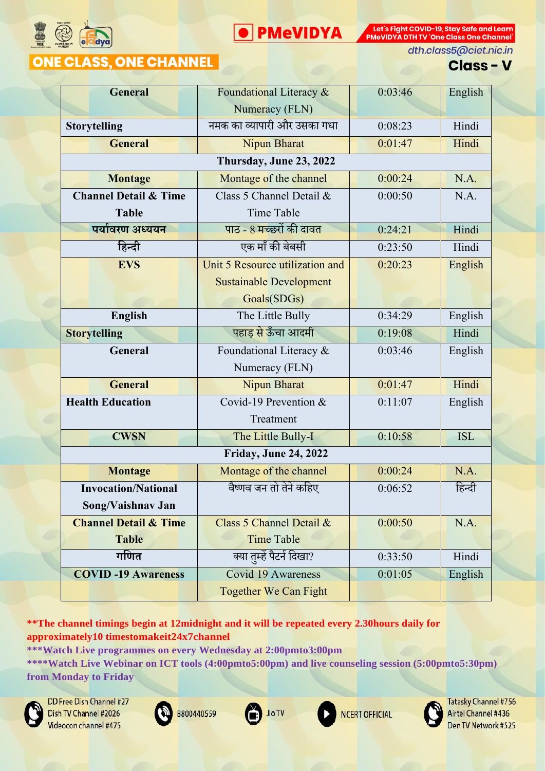PMeVIDYA

Let's Fight COVID-19, Stay Safe and Learn PMeVIDYA DTH TV 'One Class One Channel'

ONE CLASS, ONE CHANNEL

dth.class5@ciet.nic.in

**Class - V**

| | | | |
|---|---|---|---|
| **General** | Foundational Literacy & Numeracy (FLN) | 0:03:46 | English |
| **Storytelling** | नमक का व्यापारी और उसका गधा | 0:08:23 | Hindi |
| **General** | Nipun Bharat | 0:01:47 | Hindi |
| **Thursday, June 23, 2022** | | | |
| **Montage** | Montage of the channel | 0:00:24 | N.A. |
| **Channel Detail & Time Table** | Class 5 Channel Detail & Time Table | 0:00:50 | N.A. |
| **पर्यावरण अध्ययन** | पाठ - 8 मच्छरों की दावत | 0:24:21 | Hindi |
| **हिन्दी** | एक माँ की बेबसी | 0:23:50 | Hindi |
| **EVS** | Unit 5 Resource utilization and Sustainable Development Goals(SDGs) | 0:20:23 | English |
| **English** | The Little Bully | 0:34:29 | English |
| **Storytelling** | पहाड़ से ऊँचा आदमी | 0:19:08 | Hindi |
| **General** | Foundational Literacy & Numeracy (FLN) | 0:03:46 | English |
| **General** | Nipun Bharat | 0:01:47 | Hindi |
| **Health Education** | Covid-19 Prevention & Treatment | 0:11:07 | English |
| **CWSN** | The Little Bully-I | 0:10:58 | ISL |
| **Friday, June 24, 2022** | | | |
| **Montage** | Montage of the channel | 0:00:24 | N.A. |
| **Invocation/National Song/Vaishnav Jan** | वैष्णव जन तो तेने कहिए | 0:06:52 | हिन्दी |
| **Channel Detail & Time Table** | Class 5 Channel Detail & Time Table | 0:00:50 | N.A. |
| **गणित** | क्या तुम्हें पैटर्न दिखा? | 0:33:50 | Hindi |
| **COVID -19 Awareness** | Covid 19 Awareness Together We Can Fight | 0:01:05 | English |

**\*\*The channel timings begin at 12midnight and it will be repeated every 2.30hours daily for approximately10 timestomakeit24x7channel**

**\*\*\*Watch Live programmes on every Wednesday at 2:00pmto3:00pm**

**\*\*\*\*Watch Live Webinar on ICT tools (4:00pmto5:00pm) and live counseling session (5:00pmto5:30pm) from Monday to Friday**

DD Free Dish Channel #27
Dish TV Channel #2026
Videocon channel #475

8800440559

Jio TV

NCERT OFFICIAL

Tatasky Channel #756
Airtel Channel #436
Den TV Network #525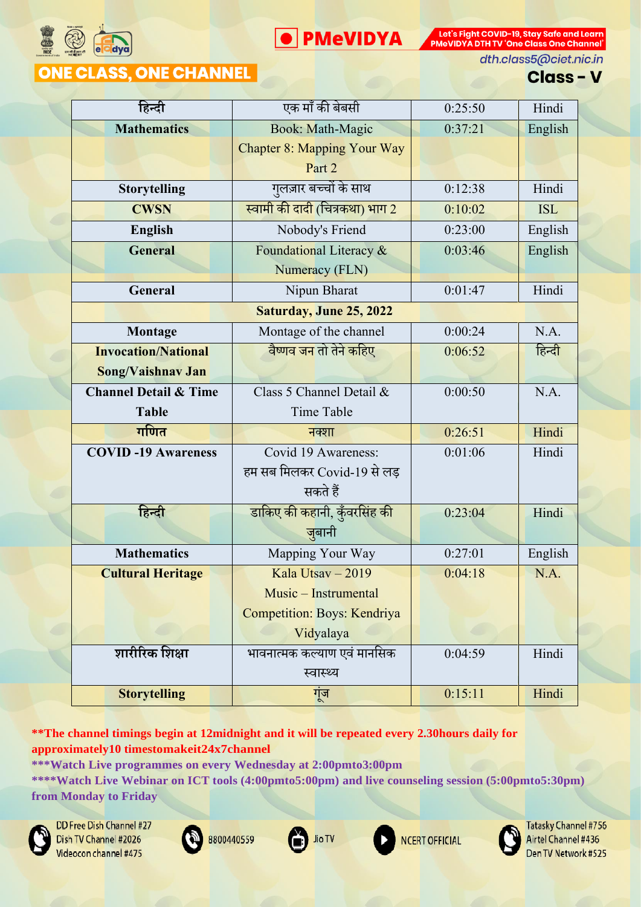ONE CLASS, ONE CHANNEL

PMeVIDYA

Let's Fight COVID-19, Stay Safe and Learn PMeVIDYA DTH TV 'One Class One Channel'

dth.class5@ciet.nic.in

**Class - V**

| | | | |
|---|---|---|---|
| हिन्दी | एक माँ की बेबसी | 0:25:50 | Hindi |
| **Mathematics** | Book: Math-Magic Chapter 8: Mapping Your Way Part 2 | 0:37:21 | English |
| **Storytelling** | गुलज़ार बच्चों के साथ | 0:12:38 | Hindi |
| **CWSN** | स्वामी की दादी (चित्रकथा) भाग 2 | 0:10:02 | ISL |
| **English** | Nobody's Friend | 0:23:00 | English |
| **General** | Foundational Literacy & Numeracy (FLN) | 0:03:46 | English |
| **General** | Nipun Bharat | 0:01:47 | Hindi |
| **Saturday, June 25, 2022** | | | |
| **Montage** | Montage of the channel | 0:00:24 | N.A. |
| **Invocation/National Song/Vaishnav Jan** | वैष्णव जन तो तेने कहिए | 0:06:52 | हिन्दी |
| **Channel Detail & Time Table** | Class 5 Channel Detail & Time Table | 0:00:50 | N.A. |
| **गणित** | नक्शा | 0:26:51 | Hindi |
| **COVID -19 Awareness** | Covid 19 Awareness: हम सब मिलकर Covid-19 से लड़ सकते हैं | 0:01:06 | Hindi |
| **हिन्दी** | डाकिए की कहानी, कुँवरसिंह की जुबानी | 0:23:04 | Hindi |
| **Mathematics** | Mapping Your Way | 0:27:01 | English |
| **Cultural Heritage** | Kala Utsav – 2019 Music – Instrumental Competition: Boys: Kendriya Vidyalaya | 0:04:18 | N.A. |
| **शारीरिक शिक्षा** | भावनात्मक कल्याण एवं मानसिक स्वास्थ्य | 0:04:59 | Hindi |
| **Storytelling** | गूंज | 0:15:11 | Hindi |

**\*\*The channel timings begin at 12midnight and it will be repeated every 2.30hours daily for approximately10 timestomakeit24x7channel**

**\*\*\*Watch Live programmes on every Wednesday at 2:00pmto3:00pm**

**\*\*\*\*Watch Live Webinar on ICT tools (4:00pmto5:00pm) and live counseling session (5:00pmto5:30pm) from Monday to Friday**

DD Free Dish Channel #27
Dish TV Channel #2026
Videocon channel #475

8800440559

Jio TV

NCERT OFFICIAL

Tatasky Channel #756
Airtel Channel #436
Den TV Network #525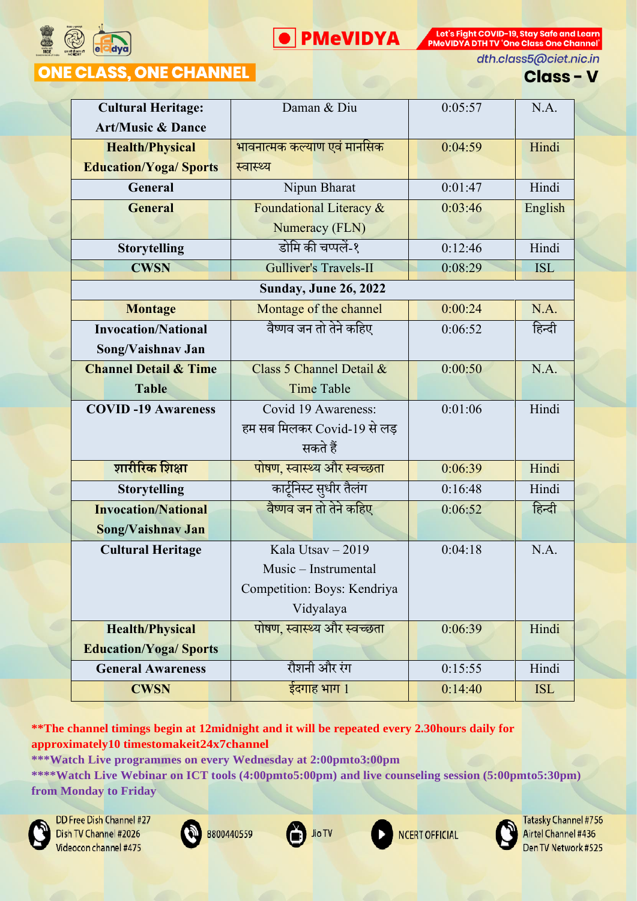ONE CLASS, ONE CHANNEL

PMeVIDYA

Let's Fight COVID-19, Stay Safe and Learn PMeVIDYA DTH TV 'One Class One Channel'

dth.class5@ciet.nic.in

**Class - V**

| | | | |
|---|---|---|---|
| **Cultural Heritage: Art/Music & Dance** | Daman & Diu | 0:05:57 | N.A. |
| **Health/Physical Education/Yoga/ Sports** | भावनात्मक कल्याण एवं मानसिक स्वास्थ्य | 0:04:59 | Hindi |
| **General** | Nipun Bharat | 0:01:47 | Hindi |
| **General** | Foundational Literacy & Numeracy (FLN) | 0:03:46 | English |
| **Storytelling** | डोमि की चप्पलें-१ | 0:12:46 | Hindi |
| **CWSN** | Gulliver's Travels-II | 0:08:29 | ISL |
| **Sunday, June 26, 2022** | | | |
| **Montage** | Montage of the channel | 0:00:24 | N.A. |
| **Invocation/National Song/Vaishnav Jan** | वैष्णव जन तो तेने कहिए | 0:06:52 | हिन्दी |
| **Channel Detail & Time Table** | Class 5 Channel Detail & Time Table | 0:00:50 | N.A. |
| **COVID -19 Awareness** | Covid 19 Awareness: हम सब मिलकर Covid-19 से लड़ सकते हैं | 0:01:06 | Hindi |
| **शारीरिक शिक्षा** | पोषण, स्वास्थ्य और स्वच्छता | 0:06:39 | Hindi |
| **Storytelling** | कार्टूनिस्ट सुधीर तैलंग | 0:16:48 | Hindi |
| **Invocation/National Song/Vaishnav Jan** | वैष्णव जन तो तेने कहिए | 0:06:52 | हिन्दी |
| **Cultural Heritage** | Kala Utsav – 2019 Music – Instrumental Competition: Boys: Kendriya Vidyalaya | 0:04:18 | N.A. |
| **Health/Physical Education/Yoga/ Sports** | पोषण, स्वास्थ्य और स्वच्छता | 0:06:39 | Hindi |
| **General Awareness** | रौशनी और रंग | 0:15:55 | Hindi |
| **CWSN** | ईदगाह भाग 1 | 0:14:40 | ISL |

**\*\*The channel timings begin at 12midnight and it will be repeated every 2.30hours daily for approximately10 timestomakeit24x7channel**

**\*\*\*Watch Live programmes on every Wednesday at 2:00pmto3:00pm**

**\*\*\*\*Watch Live Webinar on ICT tools (4:00pmto5:00pm) and live counseling session (5:00pmto5:30pm) from Monday to Friday**

DD Free Dish Channel #27
Dish TV Channel #2026
Videocon channel #475

8800440559

Jio TV

NCERT OFFICIAL

Tatasky Channel #756
Airtel Channel #436
Den TV Network #525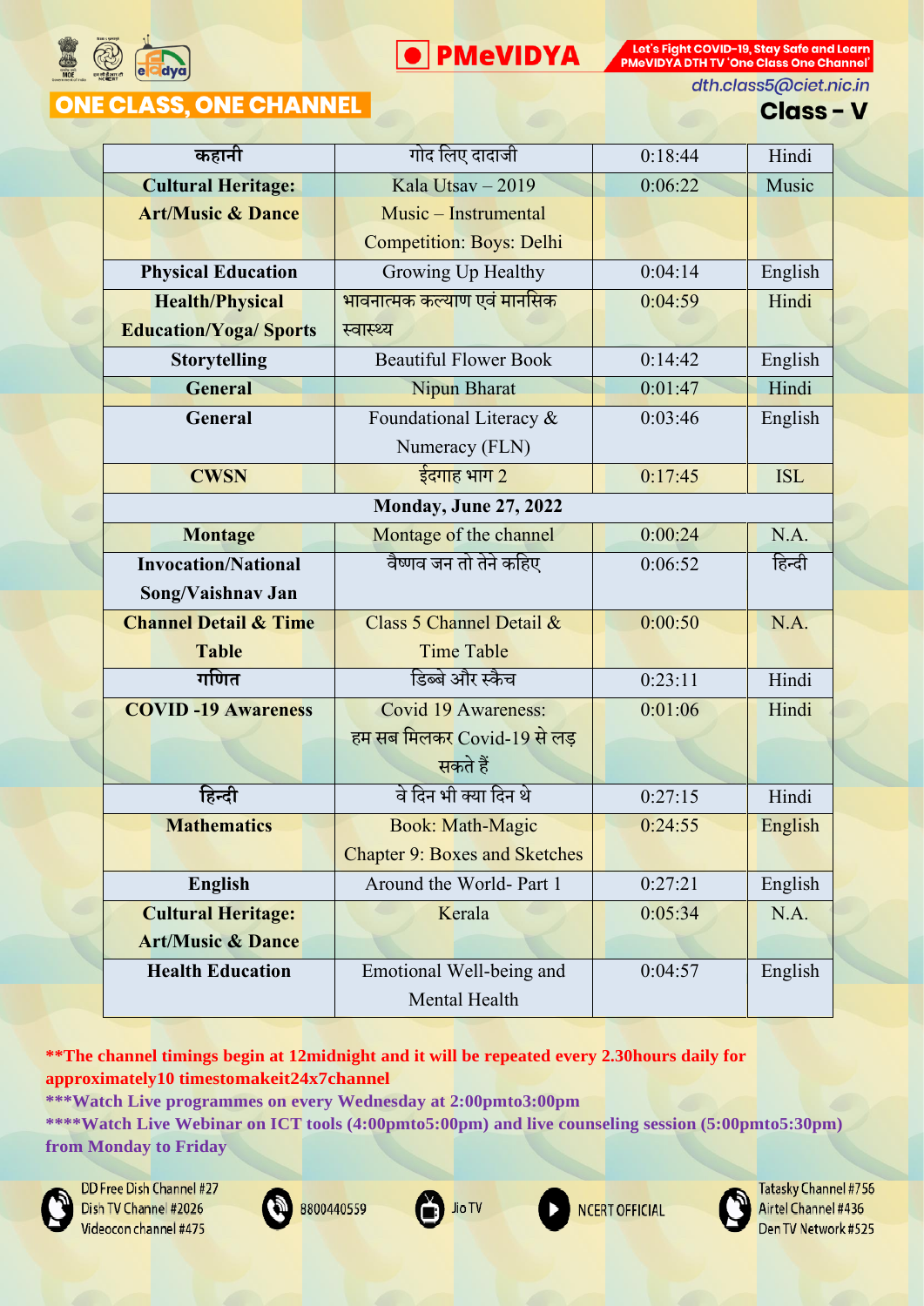**ONE CLASS, ONE CHANNEL**

**PMeVIDYA**

Let's Fight COVID-19, Stay Safe and Learn PMeVIDYA DTH TV 'One Class One Channel'

dth.class5@ciet.nic.in

## Class - V

| | | | |
|---|---|---|---|
| **कहानी** | गोद लिए दादाजी | 0:18:44 | Hindi |
| **Cultural Heritage: Art/Music & Dance** | Kala Utsav – 2019 Music – Instrumental Competition: Boys: Delhi | 0:06:22 | Music |
| **Physical Education** | Growing Up Healthy | 0:04:14 | English |
| **Health/Physical Education/Yoga/ Sports** | भावनात्मक कल्याण एवं मानसिक स्वास्थ्य | 0:04:59 | Hindi |
| **Storytelling** | Beautiful Flower Book | 0:14:42 | English |
| **General** | Nipun Bharat | 0:01:47 | Hindi |
| **General** | Foundational Literacy & Numeracy (FLN) | 0:03:46 | English |
| **CWSN** | ईदगाह भाग 2 | 0:17:45 | ISL |
| **Monday, June 27, 2022** | | | |
| **Montage** | Montage of the channel | 0:00:24 | N.A. |
| **Invocation/National Song/Vaishnav Jan** | वैष्णव जन तो तेने कहिए | 0:06:52 | हिन्दी |
| **Channel Detail & Time Table** | Class 5 Channel Detail & Time Table | 0:00:50 | N.A. |
| **गणित** | डिब्बे और स्कैच | 0:23:11 | Hindi |
| **COVID -19 Awareness** | Covid 19 Awareness: हम सब मिलकर Covid-19 से लड़ सकते हैं | 0:01:06 | Hindi |
| **हिन्दी** | वे दिन भी क्या दिन थे | 0:27:15 | Hindi |
| **Mathematics** | Book: Math-Magic Chapter 9: Boxes and Sketches | 0:24:55 | English |
| **English** | Around the World- Part 1 | 0:27:21 | English |
| **Cultural Heritage: Art/Music & Dance** | Kerala | 0:05:34 | N.A. |
| **Health Education** | Emotional Well-being and Mental Health | 0:04:57 | English |

**\*\*The channel timings begin at 12midnight and it will be repeated every 2.30hours daily for approximately10 timestomakeit24x7channel**

**\*\*\*Watch Live programmes on every Wednesday at 2:00pmto3:00pm**

**\*\*\*\*Watch Live Webinar on ICT tools (4:00pmto5:00pm) and live counseling session (5:00pmto5:30pm) from Monday to Friday**

DD Free Dish Channel #27
Dish TV Channel #2026
Videocon channel #475

8800440559

Jio TV

NCERT OFFICIAL

Tatasky Channel #756
Airtel Channel #436
Den TV Network #525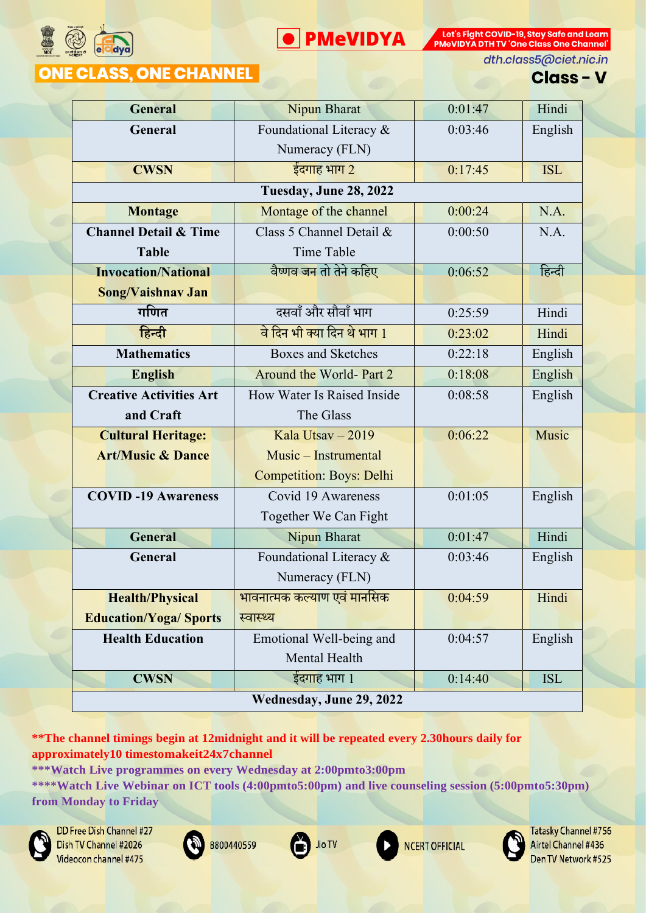**ONE CLASS, ONE CHANNEL**

**PMeVIDYA**

Let's Fight COVID-19, Stay Safe and Learn
PMeVIDYA DTH TV 'One Class One Channel'

dth.class5@ciet.nic.in

## Class - V

| | | | |
|---|---|---|---|
| **General** | Nipun Bharat | 0:01:47 | Hindi |
| **General** | Foundational Literacy & Numeracy (FLN) | 0:03:46 | English |
| **CWSN** | ईदगाह भाग 2 | 0:17:45 | ISL |
| **Tuesday, June 28, 2022** | | | |
| **Montage** | Montage of the channel | 0:00:24 | N.A. |
| **Channel Detail & Time Table** | Class 5 Channel Detail & Time Table | 0:00:50 | N.A. |
| **Invocation/National Song/Vaishnav Jan** | वैष्णव जन तो तेने कहिए | 0:06:52 | हिन्दी |
| **गणित** | दसवाँ और सौवाँ भाग | 0:25:59 | Hindi |
| **हिन्दी** | वे दिन भी क्या दिन थे भाग 1 | 0:23:02 | Hindi |
| **Mathematics** | Boxes and Sketches | 0:22:18 | English |
| **English** | Around the World- Part 2 | 0:18:08 | English |
| **Creative Activities Art and Craft** | How Water Is Raised Inside The Glass | 0:08:58 | English |
| **Cultural Heritage: Art/Music & Dance** | Kala Utsav – 2019 Music – Instrumental Competition: Boys: Delhi | 0:06:22 | Music |
| **COVID -19 Awareness** | Covid 19 Awareness Together We Can Fight | 0:01:05 | English |
| **General** | Nipun Bharat | 0:01:47 | Hindi |
| **General** | Foundational Literacy & Numeracy (FLN) | 0:03:46 | English |
| **Health/Physical Education/Yoga/ Sports** | भावनात्मक कल्याण एवं मानसिक स्वास्थ्य | 0:04:59 | Hindi |
| **Health Education** | Emotional Well-being and Mental Health | 0:04:57 | English |
| **CWSN** | ईदगाह भाग 1 | 0:14:40 | ISL |
| **Wednesday, June 29, 2022** | | | |

**\*\*The channel timings begin at 12midnight and it will be repeated every 2.30hours daily for approximately10 timestomakeit24x7channel**

**\*\*\*Watch Live programmes on every Wednesday at 2:00pmto3:00pm**

**\*\*\*\*Watch Live Webinar on ICT tools (4:00pmto5:00pm) and live counseling session (5:00pmto5:30pm) from Monday to Friday**

DD Free Dish Channel #27
Dish TV Channel #2026
Videocon channel #475

8800440559

JioTV

NCERT OFFICIAL

Tatasky Channel #756
Airtel Channel #436
Den TV Network #525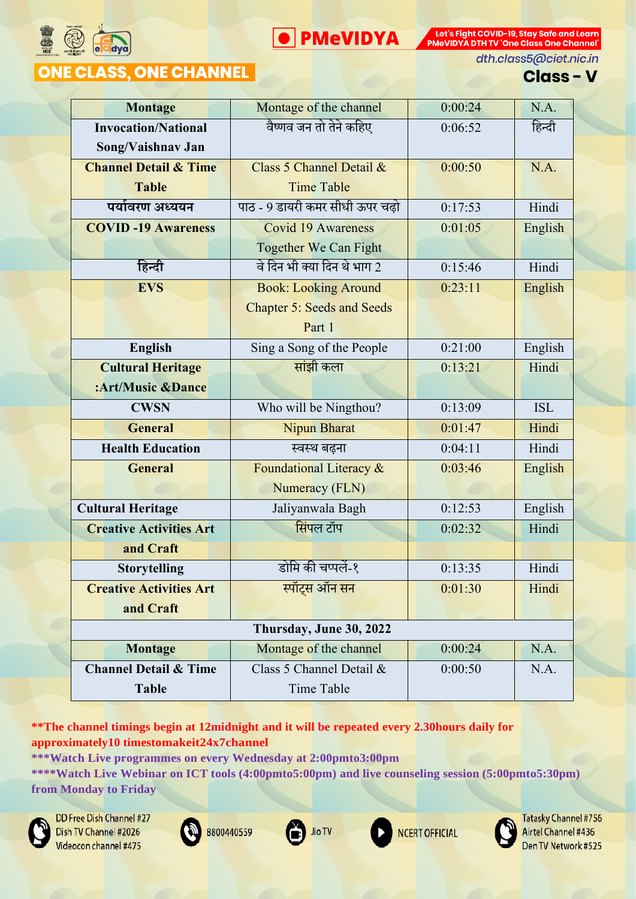# ONE CLASS, ONE CHANNEL

**PMeVIDYA**

Let's Fight COVID-19, Stay Safe and Learn PMeVIDYA DTH TV 'One Class One Channel'

dth.class5@ciet.nic.in

## Class - V

| | | | |
|---|---|---|---|
| **Montage** | Montage of the channel | 0:00:24 | N.A. |
| **Invocation/National Song/Vaishnav Jan** | वैष्णव जन तो तेने कहिए | 0:06:52 | हिन्दी |
| **Channel Detail & Time Table** | Class 5 Channel Detail & Time Table | 0:00:50 | N.A. |
| **पर्यावरण अध्ययन** | पाठ - 9 डायरी कमर सीधी ऊपर चढ़ो | 0:17:53 | Hindi |
| **COVID -19 Awareness** | Covid 19 Awareness Together We Can Fight | 0:01:05 | English |
| **हिन्दी** | वे दिन भी क्या दिन थे भाग 2 | 0:15:46 | Hindi |
| **EVS** | Book: Looking Around Chapter 5: Seeds and Seeds Part 1 | 0:23:11 | English |
| **English** | Sing a Song of the People | 0:21:00 | English |
| **Cultural Heritage :Art/Music &Dance** | सांझी कला | 0:13:21 | Hindi |
| **CWSN** | Who will be Ningthou? | 0:13:09 | ISL |
| **General** | Nipun Bharat | 0:01:47 | Hindi |
| **Health Education** | स्वस्थ बढ़ना | 0:04:11 | Hindi |
| **General** | Foundational Literacy & Numeracy (FLN) | 0:03:46 | English |
| **Cultural Heritage** | Jaliyanwala Bagh | 0:12:53 | English |
| **Creative Activities Art and Craft** | सिंपल टॉप | 0:02:32 | Hindi |
| **Storytelling** | डोमि की चप्पलें-१ | 0:13:35 | Hindi |
| **Creative Activities Art and Craft** | स्पॉट्स ऑन सन | 0:01:30 | Hindi |
| **Thursday, June 30, 2022** | | | |
| **Montage** | Montage of the channel | 0:00:24 | N.A. |
| **Channel Detail & Time Table** | Class 5 Channel Detail & Time Table | 0:00:50 | N.A. |

**\*\*The channel timings begin at 12midnight and it will be repeated every 2.30hours daily for approximately10 timestomakeit24x7channel**

**\*\*\*Watch Live programmes on every Wednesday at 2:00pmto3:00pm**

**\*\*\*\*Watch Live Webinar on ICT tools (4:00pmto5:00pm) and live counseling session (5:00pmto5:30pm) from Monday to Friday**

DD Free Dish Channel #27
Dish TV Channel #2026
Videocon channel #475

8800440559

Jio TV

NCERT OFFICIAL

Tatasky Channel #756
Airtel Channel #436
Den TV Network #525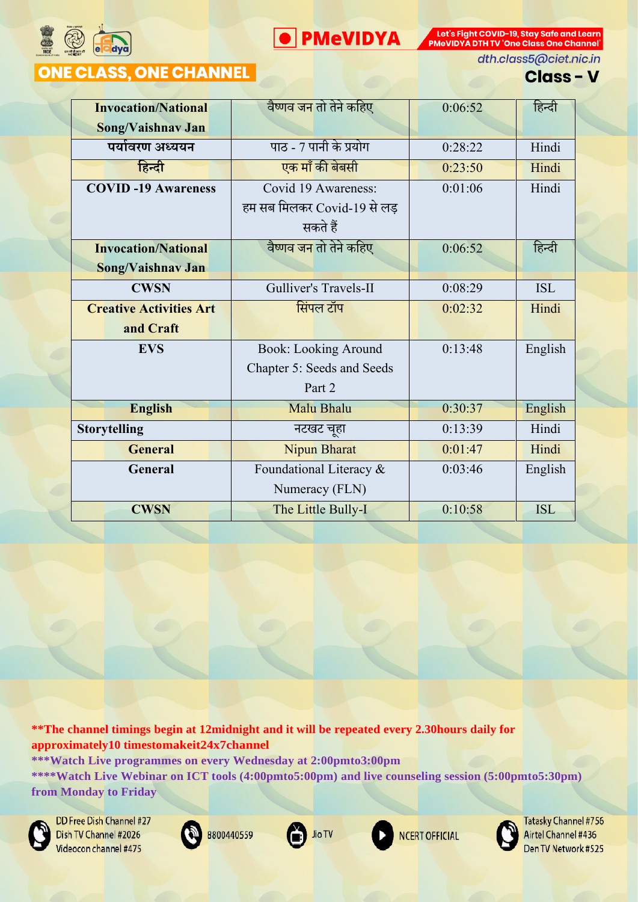**ONE CLASS, ONE CHANNEL**

**PMeVIDYA**

Let's Fight COVID-19, Stay Safe and Learn
PMeVIDYA DTH TV 'One Class One Channel'

dth.class5@ciet.nic.in

## Class - V

| | | | |
|---|---|---|---|
| **Invocation/National Song/Vaishnav Jan** | वैष्णव जन तो तेने कहिए | 0:06:52 | हिन्दी |
| **पर्यावरण अध्ययन** | पाठ - 7 पानी के प्रयोग | 0:28:22 | Hindi |
| **हिन्दी** | एक माँ की बेबसी | 0:23:50 | Hindi |
| **COVID -19 Awareness** | Covid 19 Awareness: हम सब मिलकर Covid-19 से लड़ सकते हैं | 0:01:06 | Hindi |
| **Invocation/National Song/Vaishnav Jan** | वैष्णव जन तो तेने कहिए | 0:06:52 | हिन्दी |
| **CWSN** | Gulliver's Travels-II | 0:08:29 | ISL |
| **Creative Activities Art and Craft** | सिंपल टॉप | 0:02:32 | Hindi |
| **EVS** | Book: Looking Around Chapter 5: Seeds and Seeds Part 2 | 0:13:48 | English |
| **English** | Malu Bhalu | 0:30:37 | English |
| **Storytelling** | नटखट चूहा | 0:13:39 | Hindi |
| **General** | Nipun Bharat | 0:01:47 | Hindi |
| **General** | Foundational Literacy & Numeracy (FLN) | 0:03:46 | English |
| **CWSN** | The Little Bully-I | 0:10:58 | ISL |

**\*\*The channel timings begin at 12midnight and it will be repeated every 2.30hours daily for approximately10 timestomakeit24x7channel**

**\*\*\*Watch Live programmes on every Wednesday at 2:00pmto3:00pm**

**\*\*\*\*Watch Live Webinar on ICT tools (4:00pmto5:00pm) and live counseling session (5:00pmto5:30pm) from Monday to Friday**

DD Free Dish Channel #27
Dish TV Channel #2026
Videocon channel #475

8800440559

Jio TV

NCERT OFFICIAL

Tatasky Channel #756
Airtel Channel #436
Den TV Network #525